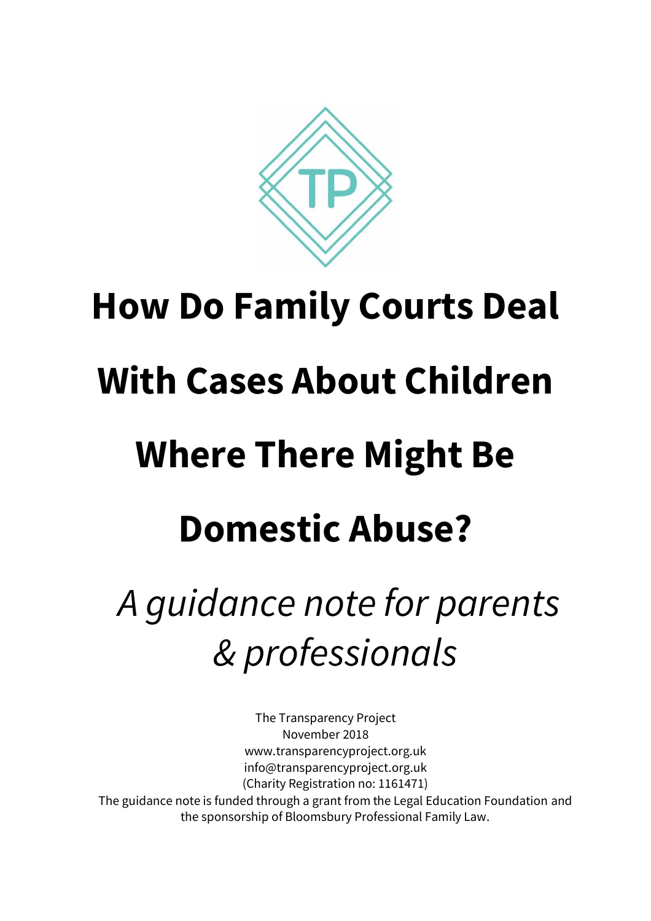TP

# How Do Family Courts Deal With Cases About Children Where There Might Be Domestic Abuse?

*A guidance note for parents & professionals*

The Transparency Project
November 2018
www.transparencyproject.org.uk
info@transparencyproject.org.uk
(Charity Registration no: 1161471)
The guidance note is funded through a grant from the Legal Education Foundation and the sponsorship of Bloomsbury Professional Family Law.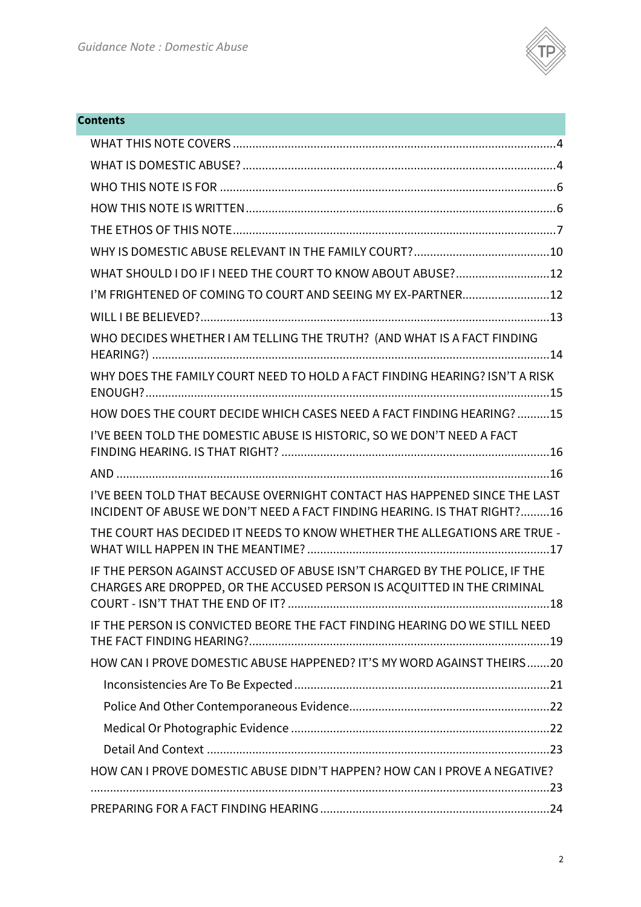## Contents

- WHAT THIS NOTE COVERS .....4
- WHAT IS DOMESTIC ABUSE? .....4
- WHO THIS NOTE IS FOR .....6
- HOW THIS NOTE IS WRITTEN .....6
- THE ETHOS OF THIS NOTE .....7
- WHY IS DOMESTIC ABUSE RELEVANT IN THE FAMILY COURT? .....10
- WHAT SHOULD I DO IF I NEED THE COURT TO KNOW ABOUT ABUSE? .....12
- I'M FRIGHTENED OF COMING TO COURT AND SEEING MY EX-PARTNER .....12
- WILL I BE BELIEVED? .....13
- WHO DECIDES WHETHER I AM TELLING THE TRUTH? (AND WHAT IS A FACT FINDING HEARING?) .....14
- WHY DOES THE FAMILY COURT NEED TO HOLD A FACT FINDING HEARING? ISN'T A RISK ENOUGH? .....15
- HOW DOES THE COURT DECIDE WHICH CASES NEED A FACT FINDING HEARING? .....15
- I'VE BEEN TOLD THE DOMESTIC ABUSE IS HISTORIC, SO WE DON'T NEED A FACT FINDING HEARING. IS THAT RIGHT? .....16
- AND .....16
- I'VE BEEN TOLD THAT BECAUSE OVERNIGHT CONTACT HAS HAPPENED SINCE THE LAST INCIDENT OF ABUSE WE DON'T NEED A FACT FINDING HEARING. IS THAT RIGHT? .....16
- THE COURT HAS DECIDED IT NEEDS TO KNOW WHETHER THE ALLEGATIONS ARE TRUE - WHAT WILL HAPPEN IN THE MEANTIME? .....17
- IF THE PERSON AGAINST ACCUSED OF ABUSE ISN'T CHARGED BY THE POLICE, IF THE CHARGES ARE DROPPED, OR THE ACCUSED PERSON IS ACQUITTED IN THE CRIMINAL COURT - ISN'T THAT THE END OF IT? .....18
- IF THE PERSON IS CONVICTED BEORE THE FACT FINDING HEARING DO WE STILL NEED THE FACT FINDING HEARING? .....19
- HOW CAN I PROVE DOMESTIC ABUSE HAPPENED? IT'S MY WORD AGAINST THEIRS .....20
  - Inconsistencies Are To Be Expected .....21
  - Police And Other Contemporaneous Evidence .....22
  - Medical Or Photographic Evidence .....22
  - Detail And Context .....23
- HOW CAN I PROVE DOMESTIC ABUSE DIDN'T HAPPEN? HOW CAN I PROVE A NEGATIVE? .....23
- PREPARING FOR A FACT FINDING HEARING .....24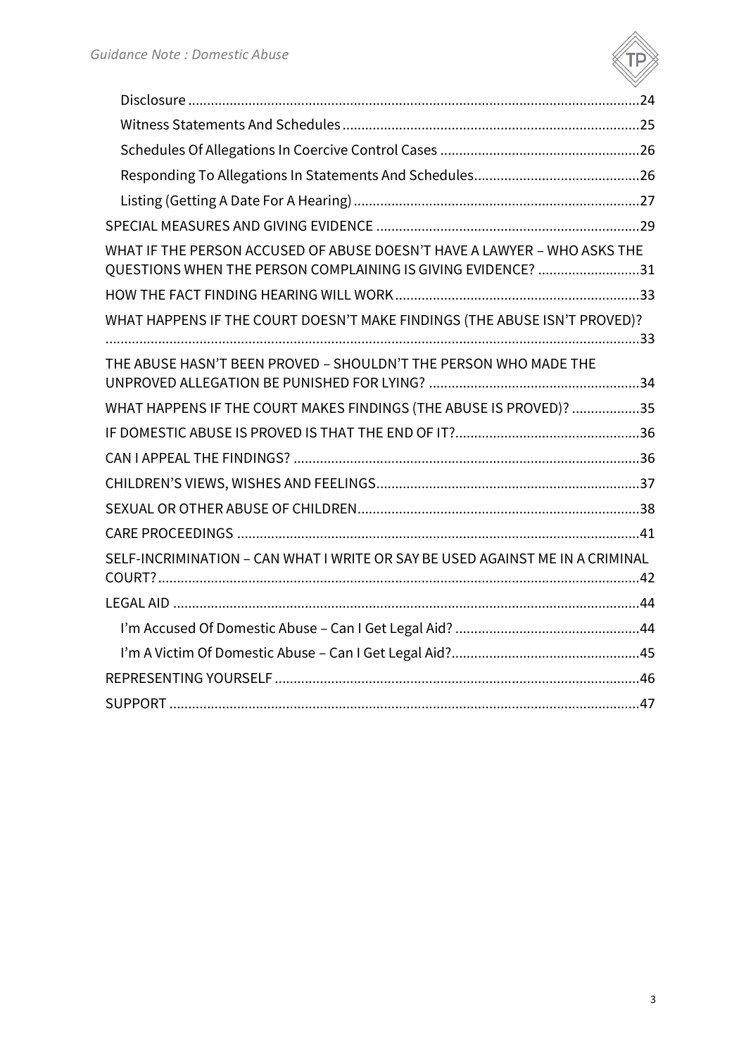- Disclosure ....................................................................................................................24
- Witness Statements And Schedules ...........................................................................25
- Schedules Of Allegations In Coercive Control Cases ...................................................26
- Responding To Allegations In Statements And Schedules...........................................26
- Listing (Getting A Date For A Hearing) .........................................................................27

SPECIAL MEASURES AND GIVING EVIDENCE ....................................................................29

WHAT IF THE PERSON ACCUSED OF ABUSE DOESN'T HAVE A LAWYER – WHO ASKS THE QUESTIONS WHEN THE PERSON COMPLAINING IS GIVING EVIDENCE? ..........................31

HOW THE FACT FINDING HEARING WILL WORK...............................................................33

WHAT HAPPENS IF THE COURT DOESN'T MAKE FINDINGS (THE ABUSE ISN'T PROVED)? ...........................................................................................................................................33

THE ABUSE HASN'T BEEN PROVED – SHOULDN'T THE PERSON WHO MADE THE UNPROVED ALLEGATION BE PUNISHED FOR LYING? .......................................................34

WHAT HAPPENS IF THE COURT MAKES FINDINGS (THE ABUSE IS PROVED)? .................35

IF DOMESTIC ABUSE IS PROVED IS THAT THE END OF IT?................................................36

CAN I APPEAL THE FINDINGS? ..........................................................................................36

CHILDREN'S VIEWS, WISHES AND FEELINGS....................................................................37

SEXUAL OR OTHER ABUSE OF CHILDREN..........................................................................38

CARE PROCEEDINGS .........................................................................................................41

SELF-INCRIMINATION – CAN WHAT I WRITE OR SAY BE USED AGAINST ME IN A CRIMINAL COURT?..............................................................................................................................42

LEGAL AID ..........................................................................................................................44

- I'm Accused Of Domestic Abuse – Can I Get Legal Aid? ................................................44
- I'm A Victim Of Domestic Abuse – Can I Get Legal Aid?.................................................45

REPRESENTING YOURSELF ...............................................................................................46

SUPPORT ...........................................................................................................................47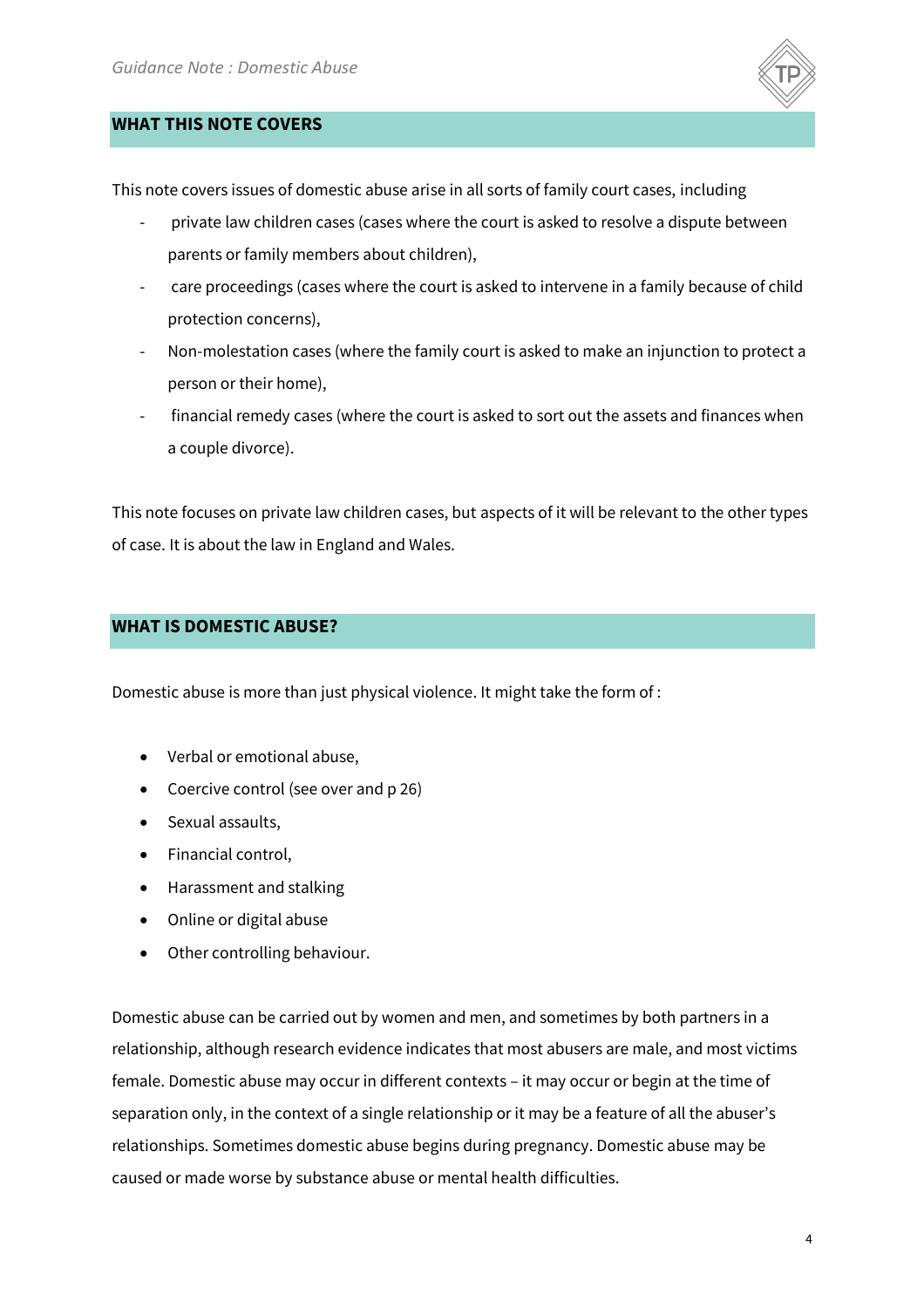## WHAT THIS NOTE COVERS

This note covers issues of domestic abuse arise in all sorts of family court cases, including

- private law children cases (cases where the court is asked to resolve a dispute between parents or family members about children),
- care proceedings (cases where the court is asked to intervene in a family because of child protection concerns),
- Non-molestation cases (where the family court is asked to make an injunction to protect a person or their home),
- financial remedy cases (where the court is asked to sort out the assets and finances when a couple divorce).

This note focuses on private law children cases, but aspects of it will be relevant to the other types of case. It is about the law in England and Wales.

## WHAT IS DOMESTIC ABUSE?

Domestic abuse is more than just physical violence. It might take the form of :

- Verbal or emotional abuse,
- Coercive control (see over and p 26)
- Sexual assaults,
- Financial control,
- Harassment and stalking
- Online or digital abuse
- Other controlling behaviour.

Domestic abuse can be carried out by women and men, and sometimes by both partners in a relationship, although research evidence indicates that most abusers are male, and most victims female. Domestic abuse may occur in different contexts – it may occur or begin at the time of separation only, in the context of a single relationship or it may be a feature of all the abuser's relationships. Sometimes domestic abuse begins during pregnancy. Domestic abuse may be caused or made worse by substance abuse or mental health difficulties.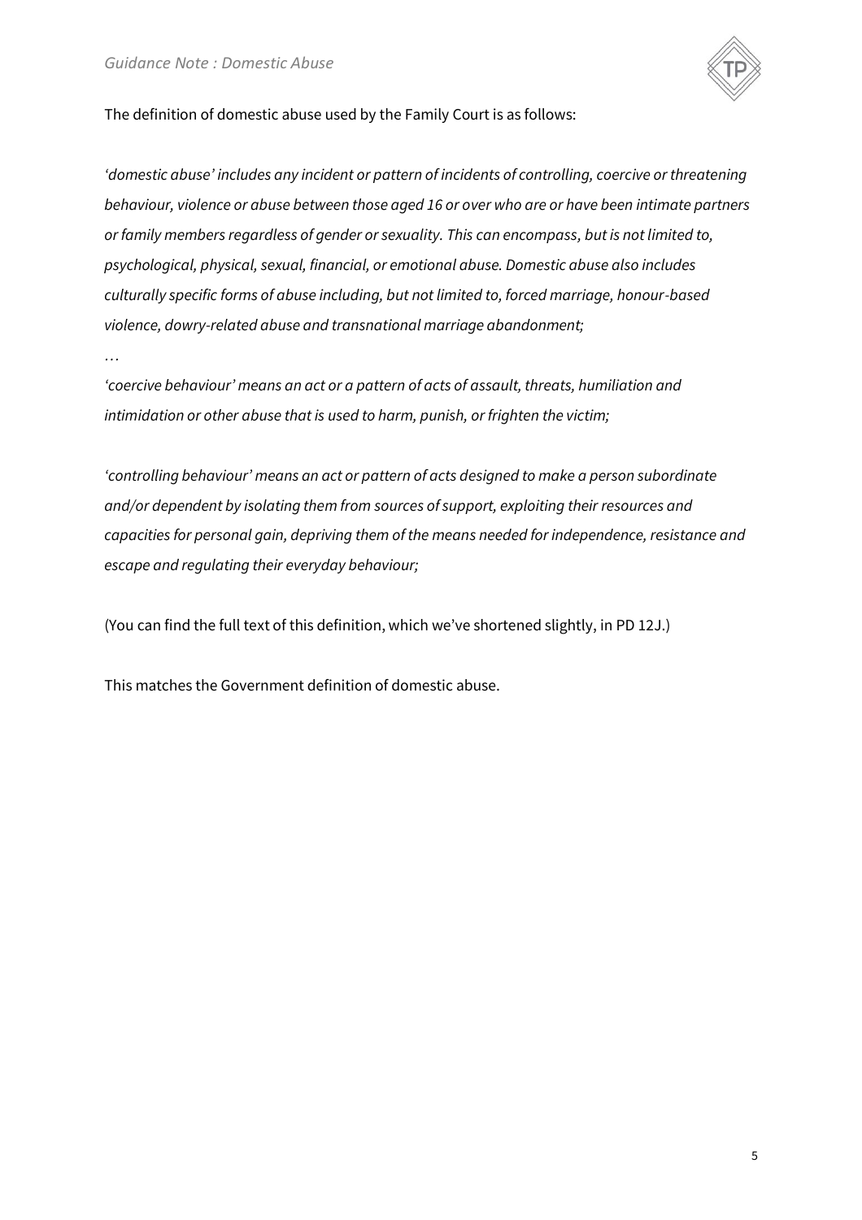The definition of domestic abuse used by the Family Court is as follows:

*'domestic abuse' includes any incident or pattern of incidents of controlling, coercive or threatening behaviour, violence or abuse between those aged 16 or over who are or have been intimate partners or family members regardless of gender or sexuality. This can encompass, but is not limited to, psychological, physical, sexual, financial, or emotional abuse. Domestic abuse also includes culturally specific forms of abuse including, but not limited to, forced marriage, honour-based violence, dowry-related abuse and transnational marriage abandonment;*

…

*'coercive behaviour' means an act or a pattern of acts of assault, threats, humiliation and intimidation or other abuse that is used to harm, punish, or frighten the victim;*

*'controlling behaviour' means an act or pattern of acts designed to make a person subordinate and/or dependent by isolating them from sources of support, exploiting their resources and capacities for personal gain, depriving them of the means needed for independence, resistance and escape and regulating their everyday behaviour;*

(You can find the full text of this definition, which we've shortened slightly, in PD 12J.)

This matches the Government definition of domestic abuse.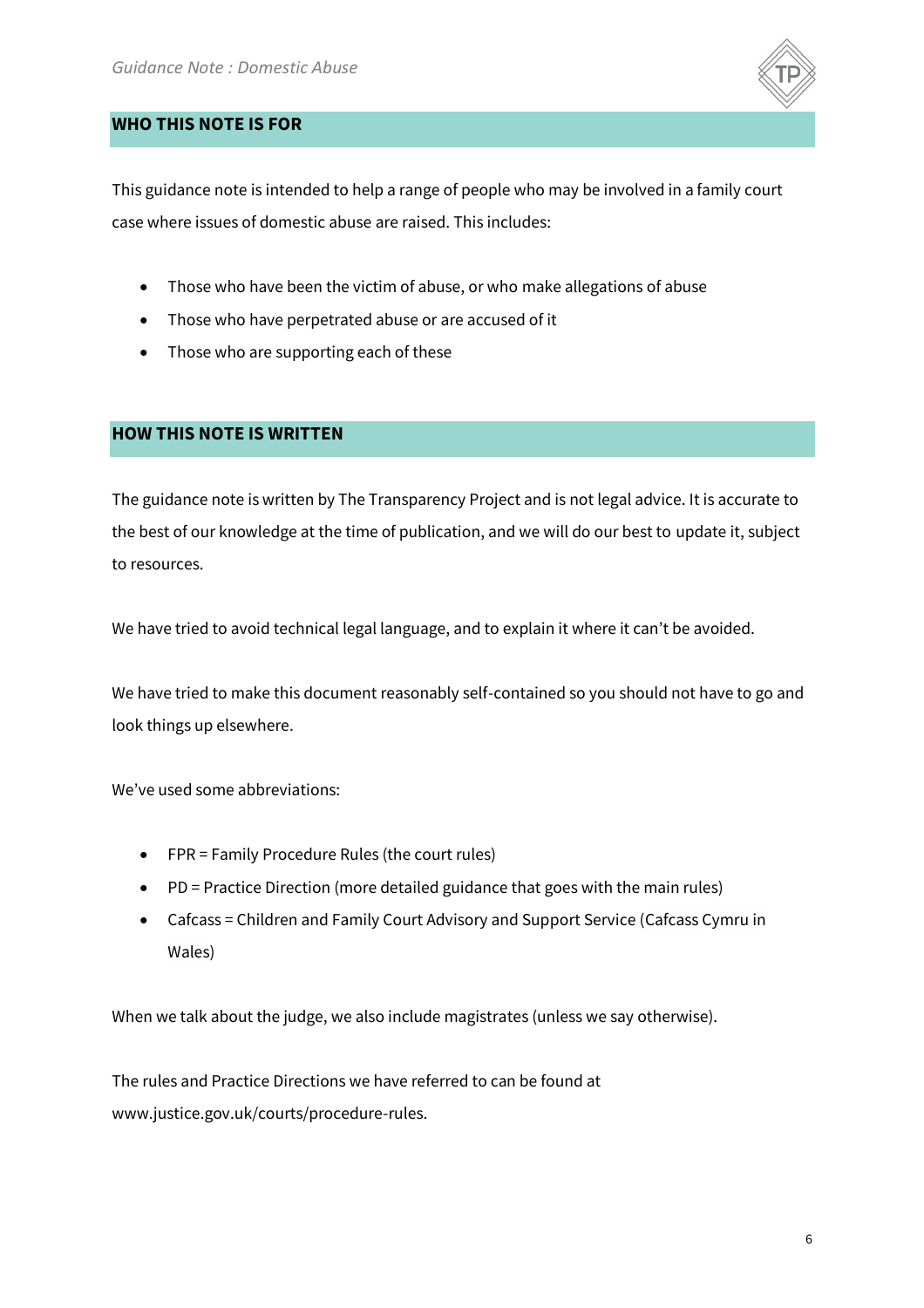## WHO THIS NOTE IS FOR

This guidance note is intended to help a range of people who may be involved in a family court case where issues of domestic abuse are raised. This includes:

- Those who have been the victim of abuse, or who make allegations of abuse
- Those who have perpetrated abuse or are accused of it
- Those who are supporting each of these

## HOW THIS NOTE IS WRITTEN

The guidance note is written by The Transparency Project and is not legal advice. It is accurate to the best of our knowledge at the time of publication, and we will do our best to update it, subject to resources.

We have tried to avoid technical legal language, and to explain it where it can't be avoided.

We have tried to make this document reasonably self-contained so you should not have to go and look things up elsewhere.

We've used some abbreviations:

- FPR = Family Procedure Rules (the court rules)
- PD = Practice Direction (more detailed guidance that goes with the main rules)
- Cafcass = Children and Family Court Advisory and Support Service (Cafcass Cymru in Wales)

When we talk about the judge, we also include magistrates (unless we say otherwise).

The rules and Practice Directions we have referred to can be found at www.justice.gov.uk/courts/procedure-rules.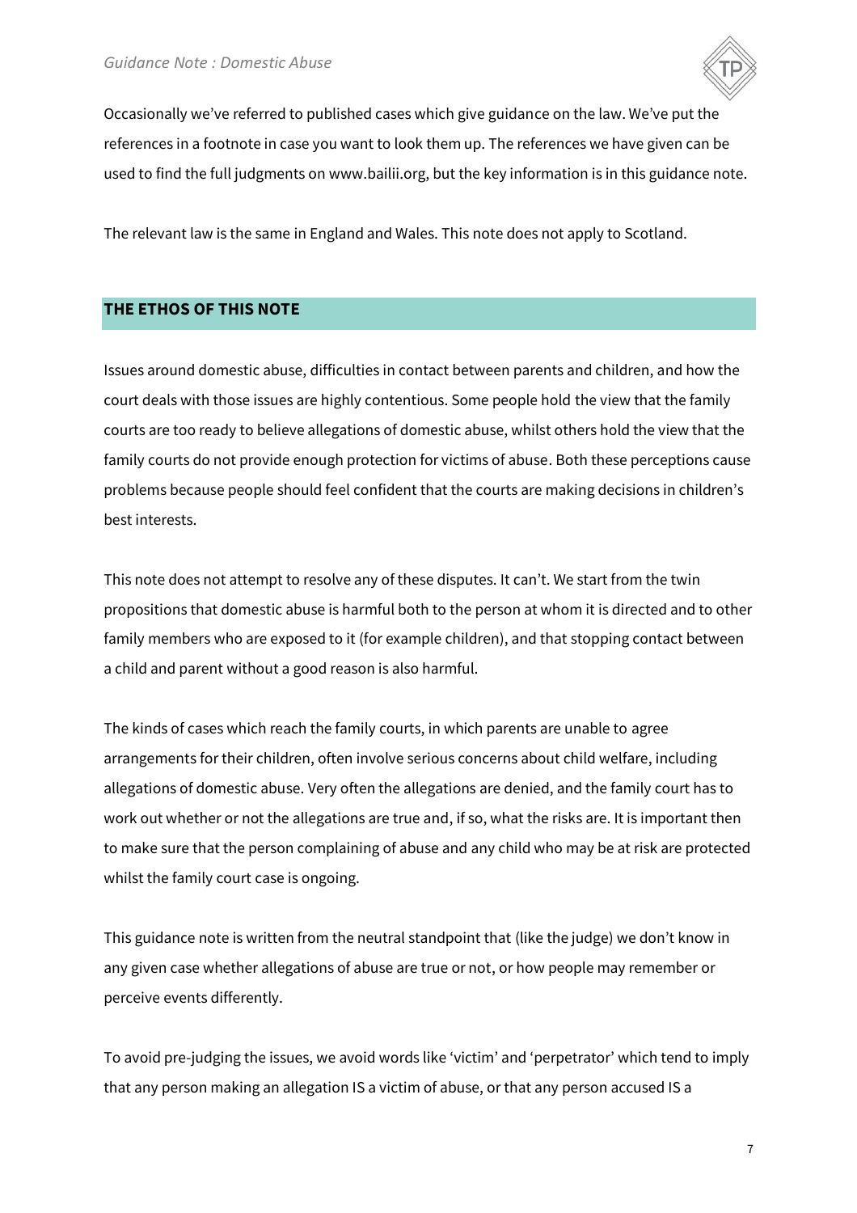Occasionally we've referred to published cases which give guidance on the law. We've put the references in a footnote in case you want to look them up. The references we have given can be used to find the full judgments on www.bailii.org, but the key information is in this guidance note.

The relevant law is the same in England and Wales. This note does not apply to Scotland.

## THE ETHOS OF THIS NOTE

Issues around domestic abuse, difficulties in contact between parents and children, and how the court deals with those issues are highly contentious. Some people hold the view that the family courts are too ready to believe allegations of domestic abuse, whilst others hold the view that the family courts do not provide enough protection for victims of abuse. Both these perceptions cause problems because people should feel confident that the courts are making decisions in children's best interests.

This note does not attempt to resolve any of these disputes. It can't. We start from the twin propositions that domestic abuse is harmful both to the person at whom it is directed and to other family members who are exposed to it (for example children), and that stopping contact between a child and parent without a good reason is also harmful.

The kinds of cases which reach the family courts, in which parents are unable to agree arrangements for their children, often involve serious concerns about child welfare, including allegations of domestic abuse. Very often the allegations are denied, and the family court has to work out whether or not the allegations are true and, if so, what the risks are. It is important then to make sure that the person complaining of abuse and any child who may be at risk are protected whilst the family court case is ongoing.

This guidance note is written from the neutral standpoint that (like the judge) we don't know in any given case whether allegations of abuse are true or not, or how people may remember or perceive events differently.

To avoid pre-judging the issues, we avoid words like 'victim' and 'perpetrator' which tend to imply that any person making an allegation IS a victim of abuse, or that any person accused IS a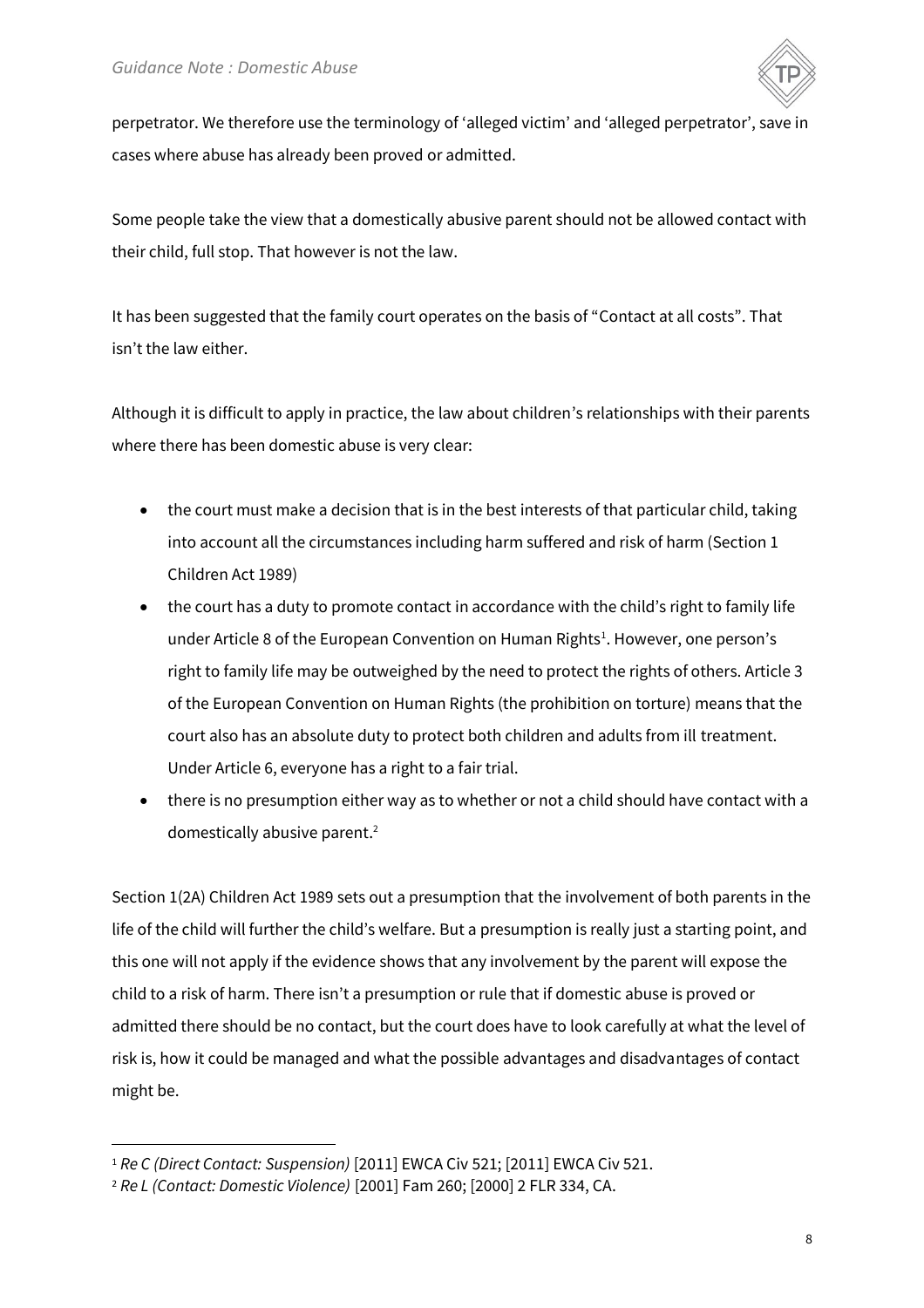perpetrator. We therefore use the terminology of 'alleged victim' and 'alleged perpetrator', save in cases where abuse has already been proved or admitted.

Some people take the view that a domestically abusive parent should not be allowed contact with their child, full stop. That however is not the law.

It has been suggested that the family court operates on the basis of "Contact at all costs". That isn't the law either.

Although it is difficult to apply in practice, the law about children's relationships with their parents where there has been domestic abuse is very clear:

- the court must make a decision that is in the best interests of that particular child, taking into account all the circumstances including harm suffered and risk of harm (Section 1 Children Act 1989)
- the court has a duty to promote contact in accordance with the child's right to family life under Article 8 of the European Convention on Human Rights[1]. However, one person's right to family life may be outweighed by the need to protect the rights of others. Article 3 of the European Convention on Human Rights (the prohibition on torture) means that the court also has an absolute duty to protect both children and adults from ill treatment. Under Article 6, everyone has a right to a fair trial.
- there is no presumption either way as to whether or not a child should have contact with a domestically abusive parent.[2]

Section 1(2A) Children Act 1989 sets out a presumption that the involvement of both parents in the life of the child will further the child's welfare. But a presumption is really just a starting point, and this one will not apply if the evidence shows that any involvement by the parent will expose the child to a risk of harm. There isn't a presumption or rule that if domestic abuse is proved or admitted there should be no contact, but the court does have to look carefully at what the level of risk is, how it could be managed and what the possible advantages and disadvantages of contact might be.

[1] *Re C (Direct Contact: Suspension)* [2011] EWCA Civ 521; [2011] EWCA Civ 521.

[2] *Re L (Contact: Domestic Violence)* [2001] Fam 260; [2000] 2 FLR 334, CA.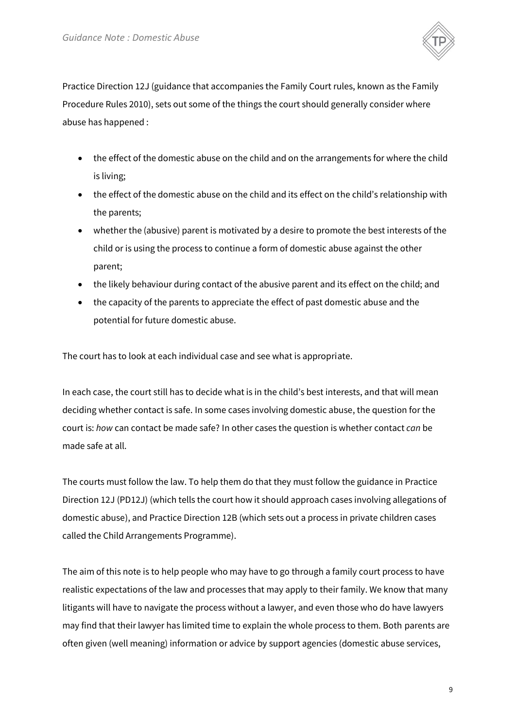Practice Direction 12J (guidance that accompanies the Family Court rules, known as the Family Procedure Rules 2010), sets out some of the things the court should generally consider where abuse has happened :

- the effect of the domestic abuse on the child and on the arrangements for where the child is living;
- the effect of the domestic abuse on the child and its effect on the child's relationship with the parents;
- whether the (abusive) parent is motivated by a desire to promote the best interests of the child or is using the process to continue a form of domestic abuse against the other parent;
- the likely behaviour during contact of the abusive parent and its effect on the child; and
- the capacity of the parents to appreciate the effect of past domestic abuse and the potential for future domestic abuse.

The court has to look at each individual case and see what is appropriate.

In each case, the court still has to decide what is in the child's best interests, and that will mean deciding whether contact is safe. In some cases involving domestic abuse, the question for the court is: *how* can contact be made safe? In other cases the question is whether contact *can* be made safe at all.

The courts must follow the law. To help them do that they must follow the guidance in Practice Direction 12J (PD12J) (which tells the court how it should approach cases involving allegations of domestic abuse), and Practice Direction 12B (which sets out a process in private children cases called the Child Arrangements Programme).

The aim of this note is to help people who may have to go through a family court process to have realistic expectations of the law and processes that may apply to their family. We know that many litigants will have to navigate the process without a lawyer, and even those who do have lawyers may find that their lawyer has limited time to explain the whole process to them. Both parents are often given (well meaning) information or advice by support agencies (domestic abuse services,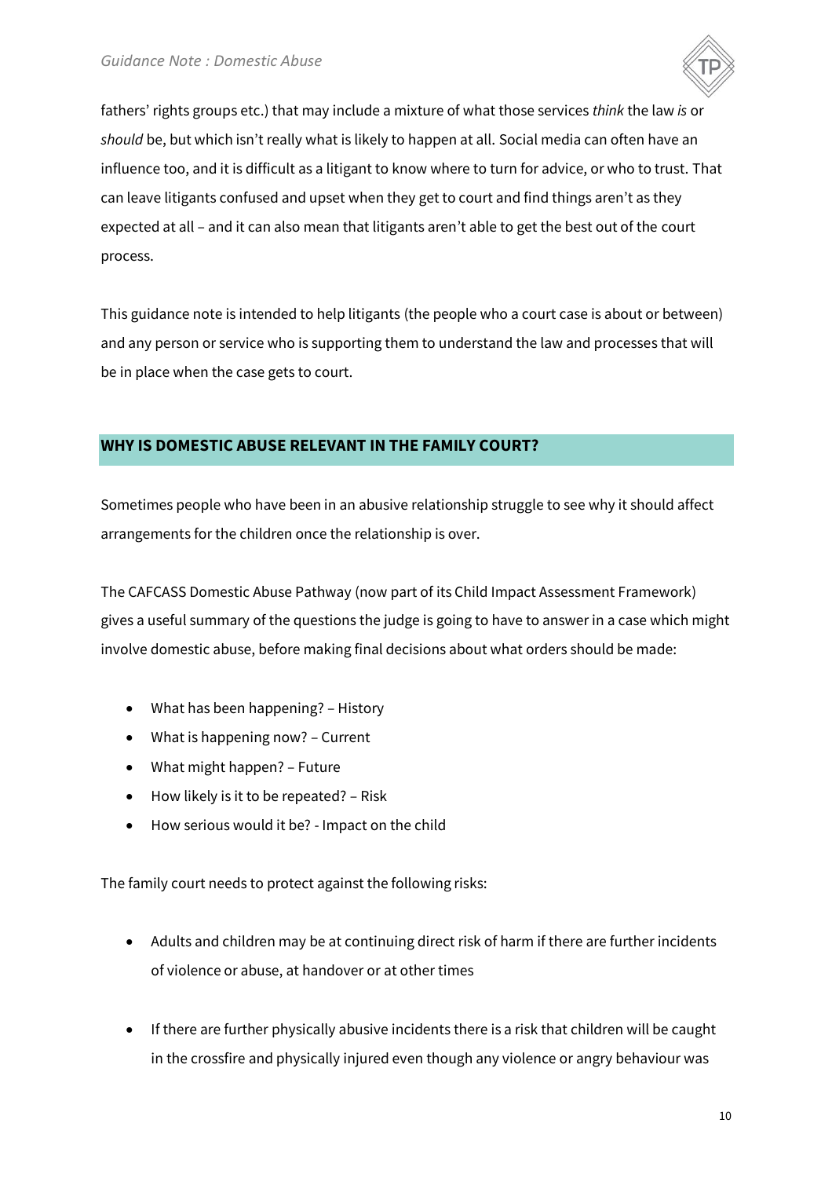fathers' rights groups etc.) that may include a mixture of what those services *think* the law *is* or *should* be, but which isn't really what is likely to happen at all. Social media can often have an influence too, and it is difficult as a litigant to know where to turn for advice, or who to trust. That can leave litigants confused and upset when they get to court and find things aren't as they expected at all – and it can also mean that litigants aren't able to get the best out of the court process.

This guidance note is intended to help litigants (the people who a court case is about or between) and any person or service who is supporting them to understand the law and processes that will be in place when the case gets to court.

## WHY IS DOMESTIC ABUSE RELEVANT IN THE FAMILY COURT?

Sometimes people who have been in an abusive relationship struggle to see why it should affect arrangements for the children once the relationship is over.

The CAFCASS Domestic Abuse Pathway (now part of its Child Impact Assessment Framework) gives a useful summary of the questions the judge is going to have to answer in a case which might involve domestic abuse, before making final decisions about what orders should be made:

- What has been happening? – History
- What is happening now? – Current
- What might happen? – Future
- How likely is it to be repeated? – Risk
- How serious would it be? - Impact on the child

The family court needs to protect against the following risks:

- Adults and children may be at continuing direct risk of harm if there are further incidents of violence or abuse, at handover or at other times

- If there are further physically abusive incidents there is a risk that children will be caught in the crossfire and physically injured even though any violence or angry behaviour was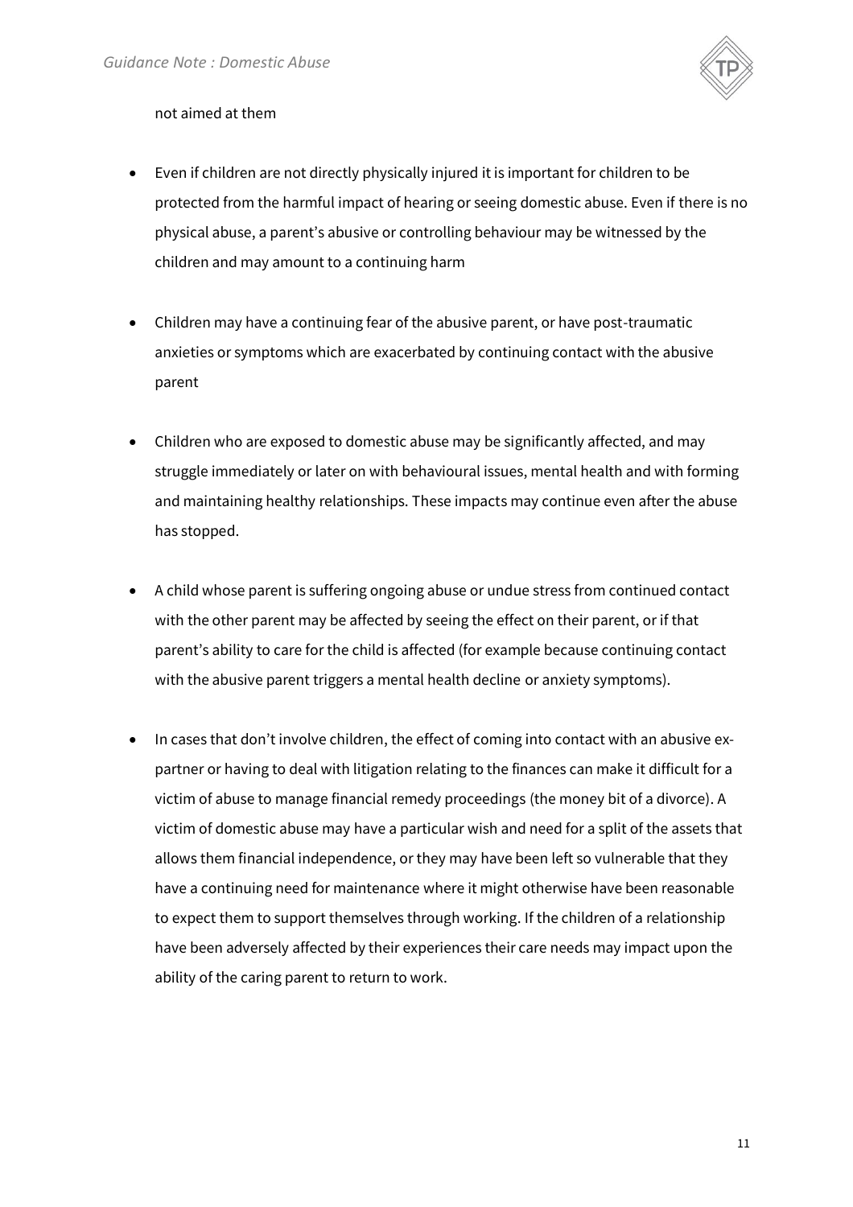not aimed at them

- Even if children are not directly physically injured it is important for children to be protected from the harmful impact of hearing or seeing domestic abuse. Even if there is no physical abuse, a parent's abusive or controlling behaviour may be witnessed by the children and may amount to a continuing harm

- Children may have a continuing fear of the abusive parent, or have post-traumatic anxieties or symptoms which are exacerbated by continuing contact with the abusive parent

- Children who are exposed to domestic abuse may be significantly affected, and may struggle immediately or later on with behavioural issues, mental health and with forming and maintaining healthy relationships. These impacts may continue even after the abuse has stopped.

- A child whose parent is suffering ongoing abuse or undue stress from continued contact with the other parent may be affected by seeing the effect on their parent, or if that parent's ability to care for the child is affected (for example because continuing contact with the abusive parent triggers a mental health decline or anxiety symptoms).

- In cases that don't involve children, the effect of coming into contact with an abusive ex-partner or having to deal with litigation relating to the finances can make it difficult for a victim of abuse to manage financial remedy proceedings (the money bit of a divorce). A victim of domestic abuse may have a particular wish and need for a split of the assets that allows them financial independence, or they may have been left so vulnerable that they have a continuing need for maintenance where it might otherwise have been reasonable to expect them to support themselves through working. If the children of a relationship have been adversely affected by their experiences their care needs may impact upon the ability of the caring parent to return to work.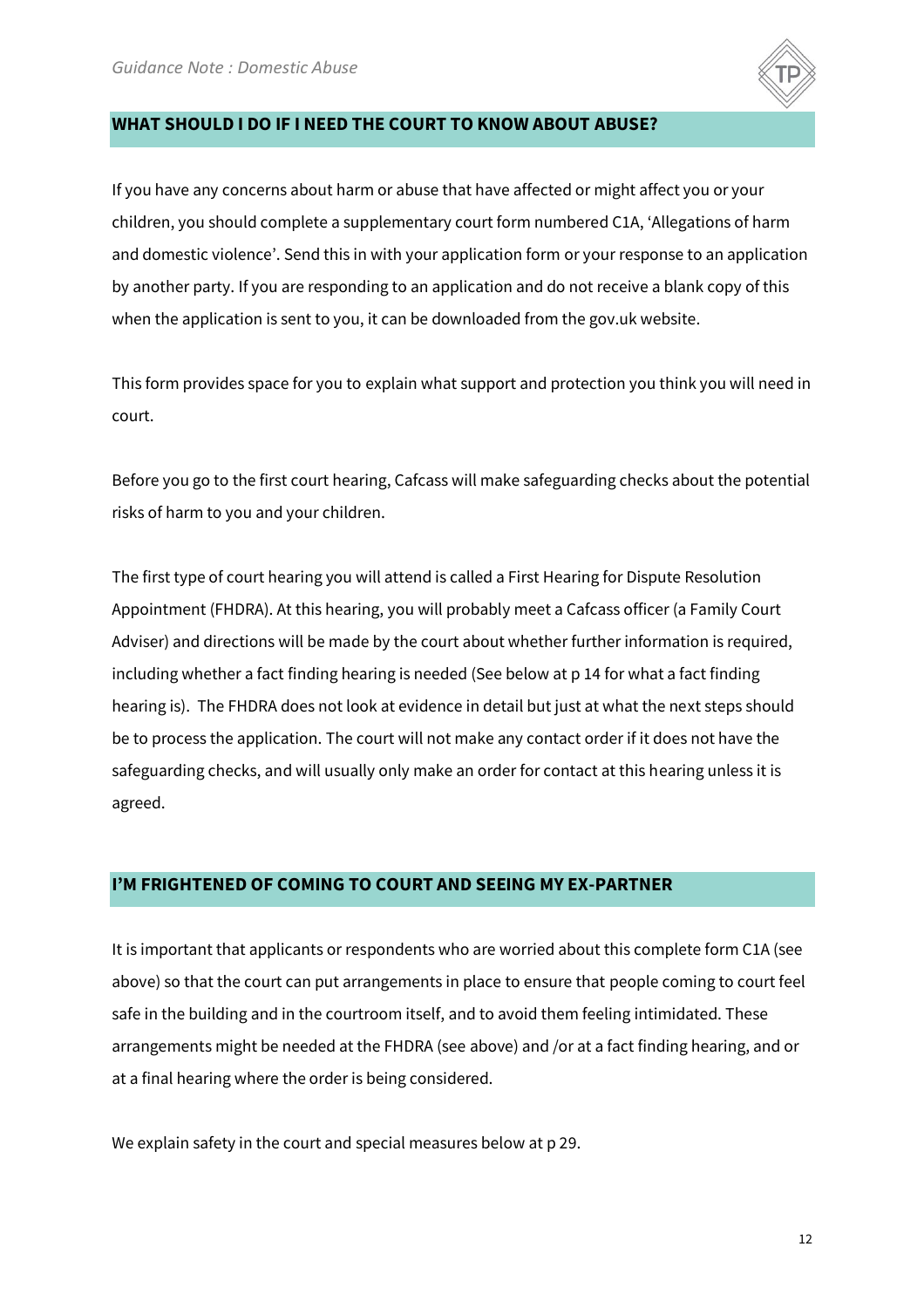## WHAT SHOULD I DO IF I NEED THE COURT TO KNOW ABOUT ABUSE?

If you have any concerns about harm or abuse that have affected or might affect you or your children, you should complete a supplementary court form numbered C1A, 'Allegations of harm and domestic violence'. Send this in with your application form or your response to an application by another party. If you are responding to an application and do not receive a blank copy of this when the application is sent to you, it can be downloaded from the gov.uk website.

This form provides space for you to explain what support and protection you think you will need in court.

Before you go to the first court hearing, Cafcass will make safeguarding checks about the potential risks of harm to you and your children.

The first type of court hearing you will attend is called a First Hearing for Dispute Resolution Appointment (FHDRA). At this hearing, you will probably meet a Cafcass officer (a Family Court Adviser) and directions will be made by the court about whether further information is required, including whether a fact finding hearing is needed (See below at p 14 for what a fact finding hearing is). The FHDRA does not look at evidence in detail but just at what the next steps should be to process the application. The court will not make any contact order if it does not have the safeguarding checks, and will usually only make an order for contact at this hearing unless it is agreed.

## I'M FRIGHTENED OF COMING TO COURT AND SEEING MY EX-PARTNER

It is important that applicants or respondents who are worried about this complete form C1A (see above) so that the court can put arrangements in place to ensure that people coming to court feel safe in the building and in the courtroom itself, and to avoid them feeling intimidated. These arrangements might be needed at the FHDRA (see above) and /or at a fact finding hearing, and or at a final hearing where the order is being considered.

We explain safety in the court and special measures below at p 29.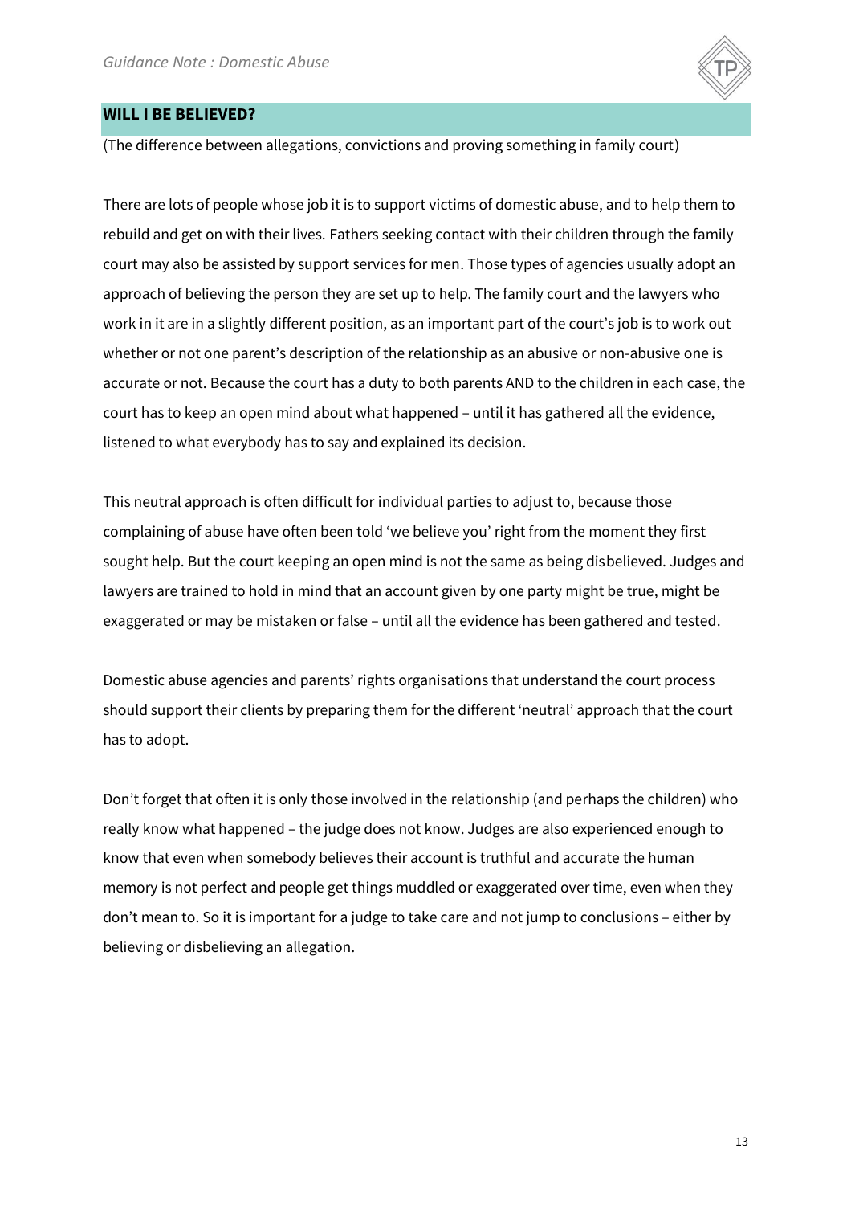## WILL I BE BELIEVED?

(The difference between allegations, convictions and proving something in family court)

There are lots of people whose job it is to support victims of domestic abuse, and to help them to rebuild and get on with their lives. Fathers seeking contact with their children through the family court may also be assisted by support services for men. Those types of agencies usually adopt an approach of believing the person they are set up to help. The family court and the lawyers who work in it are in a slightly different position, as an important part of the court's job is to work out whether or not one parent's description of the relationship as an abusive or non-abusive one is accurate or not. Because the court has a duty to both parents AND to the children in each case, the court has to keep an open mind about what happened – until it has gathered all the evidence, listened to what everybody has to say and explained its decision.

This neutral approach is often difficult for individual parties to adjust to, because those complaining of abuse have often been told 'we believe you' right from the moment they first sought help. But the court keeping an open mind is not the same as being disbelieved. Judges and lawyers are trained to hold in mind that an account given by one party might be true, might be exaggerated or may be mistaken or false – until all the evidence has been gathered and tested.

Domestic abuse agencies and parents' rights organisations that understand the court process should support their clients by preparing them for the different 'neutral' approach that the court has to adopt.

Don't forget that often it is only those involved in the relationship (and perhaps the children) who really know what happened – the judge does not know. Judges are also experienced enough to know that even when somebody believes their account is truthful and accurate the human memory is not perfect and people get things muddled or exaggerated over time, even when they don't mean to. So it is important for a judge to take care and not jump to conclusions – either by believing or disbelieving an allegation.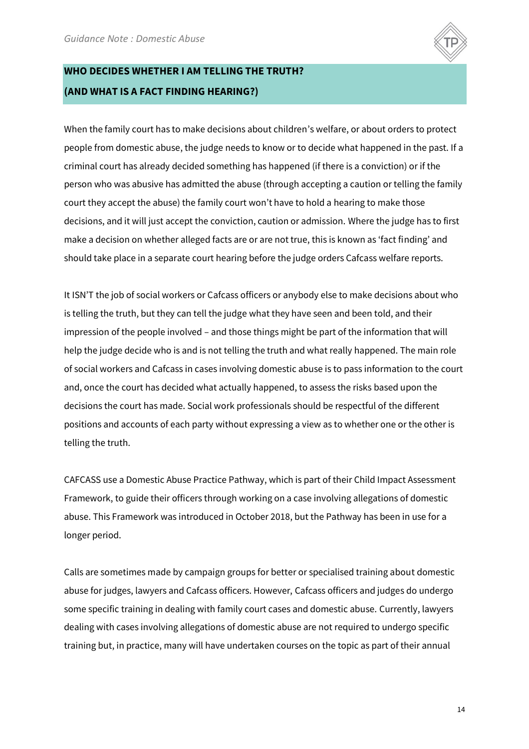## WHO DECIDES WHETHER I AM TELLING THE TRUTH?
## (AND WHAT IS A FACT FINDING HEARING?)

When the family court has to make decisions about children's welfare, or about orders to protect people from domestic abuse, the judge needs to know or to decide what happened in the past. If a criminal court has already decided something has happened (if there is a conviction) or if the person who was abusive has admitted the abuse (through accepting a caution or telling the family court they accept the abuse) the family court won't have to hold a hearing to make those decisions, and it will just accept the conviction, caution or admission. Where the judge has to first make a decision on whether alleged facts are or are not true, this is known as 'fact finding' and should take place in a separate court hearing before the judge orders Cafcass welfare reports.

It ISN'T the job of social workers or Cafcass officers or anybody else to make decisions about who is telling the truth, but they can tell the judge what they have seen and been told, and their impression of the people involved – and those things might be part of the information that will help the judge decide who is and is not telling the truth and what really happened. The main role of social workers and Cafcass in cases involving domestic abuse is to pass information to the court and, once the court has decided what actually happened, to assess the risks based upon the decisions the court has made. Social work professionals should be respectful of the different positions and accounts of each party without expressing a view as to whether one or the other is telling the truth.

CAFCASS use a Domestic Abuse Practice Pathway, which is part of their Child Impact Assessment Framework, to guide their officers through working on a case involving allegations of domestic abuse. This Framework was introduced in October 2018, but the Pathway has been in use for a longer period.

Calls are sometimes made by campaign groups for better or specialised training about domestic abuse for judges, lawyers and Cafcass officers. However, Cafcass officers and judges do undergo some specific training in dealing with family court cases and domestic abuse. Currently, lawyers dealing with cases involving allegations of domestic abuse are not required to undergo specific training but, in practice, many will have undertaken courses on the topic as part of their annual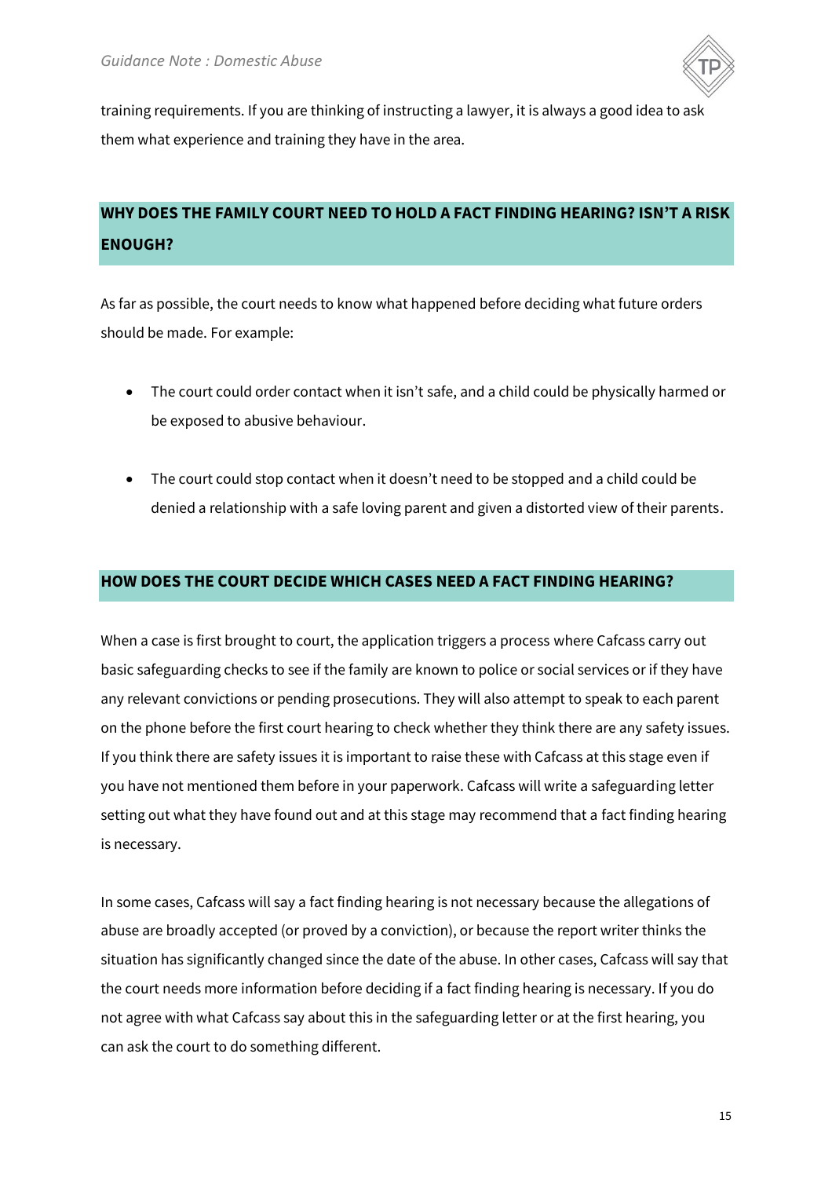training requirements. If you are thinking of instructing a lawyer, it is always a good idea to ask them what experience and training they have in the area.

## WHY DOES THE FAMILY COURT NEED TO HOLD A FACT FINDING HEARING? ISN'T A RISK ENOUGH?

As far as possible, the court needs to know what happened before deciding what future orders should be made. For example:

- The court could order contact when it isn't safe, and a child could be physically harmed or be exposed to abusive behaviour.
- The court could stop contact when it doesn't need to be stopped and a child could be denied a relationship with a safe loving parent and given a distorted view of their parents.

## HOW DOES THE COURT DECIDE WHICH CASES NEED A FACT FINDING HEARING?

When a case is first brought to court, the application triggers a process where Cafcass carry out basic safeguarding checks to see if the family are known to police or social services or if they have any relevant convictions or pending prosecutions. They will also attempt to speak to each parent on the phone before the first court hearing to check whether they think there are any safety issues. If you think there are safety issues it is important to raise these with Cafcass at this stage even if you have not mentioned them before in your paperwork. Cafcass will write a safeguarding letter setting out what they have found out and at this stage may recommend that a fact finding hearing is necessary.

In some cases, Cafcass will say a fact finding hearing is not necessary because the allegations of abuse are broadly accepted (or proved by a conviction), or because the report writer thinks the situation has significantly changed since the date of the abuse. In other cases, Cafcass will say that the court needs more information before deciding if a fact finding hearing is necessary. If you do not agree with what Cafcass say about this in the safeguarding letter or at the first hearing, you can ask the court to do something different.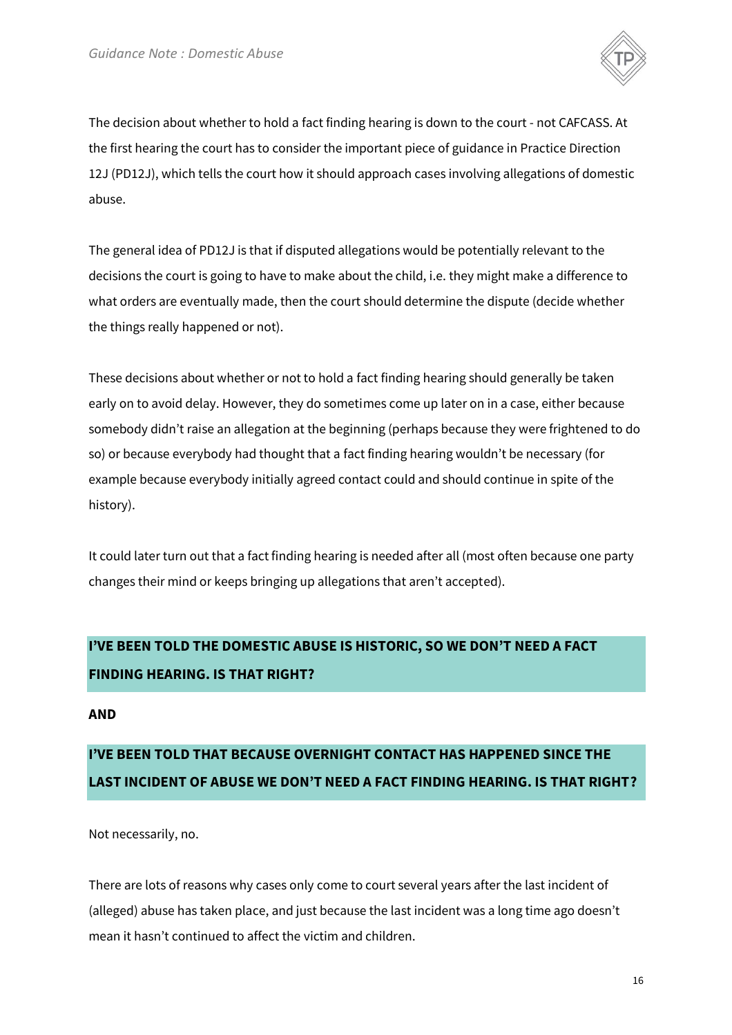The decision about whether to hold a fact finding hearing is down to the court - not CAFCASS. At the first hearing the court has to consider the important piece of guidance in Practice Direction 12J (PD12J), which tells the court how it should approach cases involving allegations of domestic abuse.

The general idea of PD12J is that if disputed allegations would be potentially relevant to the decisions the court is going to have to make about the child, i.e. they might make a difference to what orders are eventually made, then the court should determine the dispute (decide whether the things really happened or not).

These decisions about whether or not to hold a fact finding hearing should generally be taken early on to avoid delay. However, they do sometimes come up later on in a case, either because somebody didn't raise an allegation at the beginning (perhaps because they were frightened to do so) or because everybody had thought that a fact finding hearing wouldn't be necessary (for example because everybody initially agreed contact could and should continue in spite of the history).

It could later turn out that a fact finding hearing is needed after all (most often because one party changes their mind or keeps bringing up allegations that aren't accepted).

## I'VE BEEN TOLD THE DOMESTIC ABUSE IS HISTORIC, SO WE DON'T NEED A FACT FINDING HEARING. IS THAT RIGHT?

**AND**

## I'VE BEEN TOLD THAT BECAUSE OVERNIGHT CONTACT HAS HAPPENED SINCE THE LAST INCIDENT OF ABUSE WE DON'T NEED A FACT FINDING HEARING. IS THAT RIGHT?

Not necessarily, no.

There are lots of reasons why cases only come to court several years after the last incident of (alleged) abuse has taken place, and just because the last incident was a long time ago doesn't mean it hasn't continued to affect the victim and children.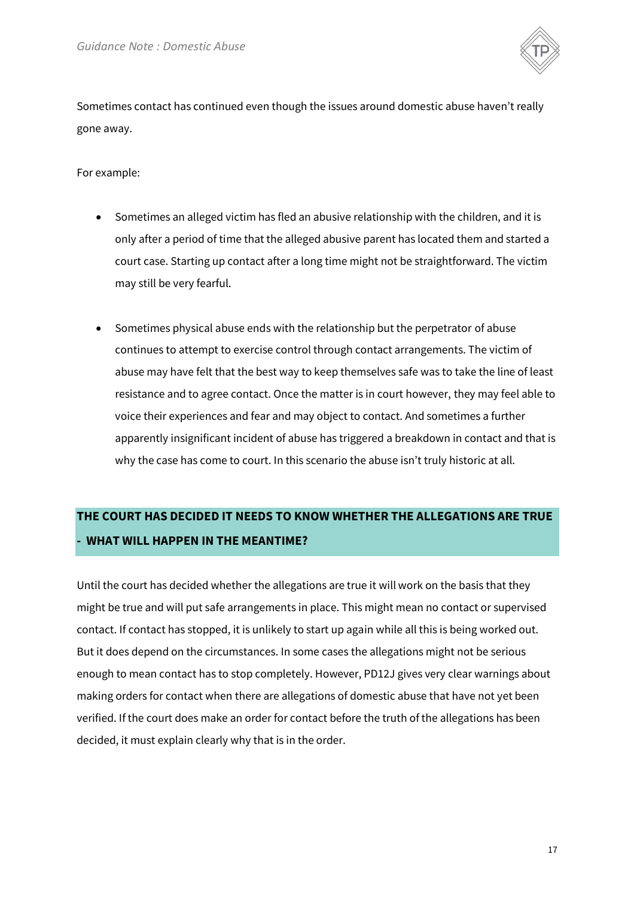Sometimes contact has continued even though the issues around domestic abuse haven't really gone away.

For example:

- Sometimes an alleged victim has fled an abusive relationship with the children, and it is only after a period of time that the alleged abusive parent has located them and started a court case. Starting up contact after a long time might not be straightforward. The victim may still be very fearful.

- Sometimes physical abuse ends with the relationship but the perpetrator of abuse continues to attempt to exercise control through contact arrangements. The victim of abuse may have felt that the best way to keep themselves safe was to take the line of least resistance and to agree contact. Once the matter is in court however, they may feel able to voice their experiences and fear and may object to contact. And sometimes a further apparently insignificant incident of abuse has triggered a breakdown in contact and that is why the case has come to court. In this scenario the abuse isn't truly historic at all.

## THE COURT HAS DECIDED IT NEEDS TO KNOW WHETHER THE ALLEGATIONS ARE TRUE - WHAT WILL HAPPEN IN THE MEANTIME?

Until the court has decided whether the allegations are true it will work on the basis that they might be true and will put safe arrangements in place. This might mean no contact or supervised contact. If contact has stopped, it is unlikely to start up again while all this is being worked out. But it does depend on the circumstances. In some cases the allegations might not be serious enough to mean contact has to stop completely. However, PD12J gives very clear warnings about making orders for contact when there are allegations of domestic abuse that have not yet been verified. If the court does make an order for contact before the truth of the allegations has been decided, it must explain clearly why that is in the order.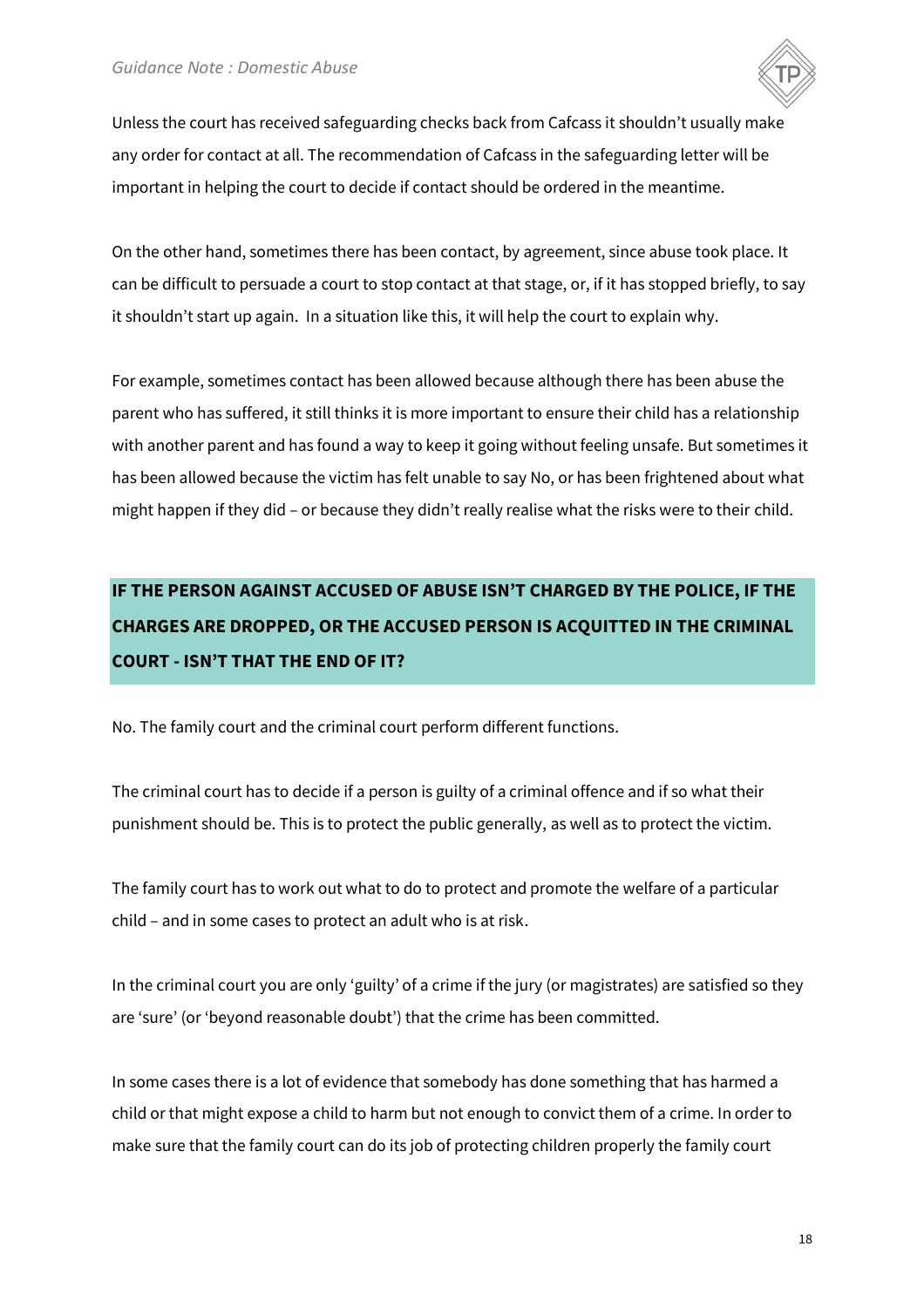Unless the court has received safeguarding checks back from Cafcass it shouldn't usually make any order for contact at all. The recommendation of Cafcass in the safeguarding letter will be important in helping the court to decide if contact should be ordered in the meantime.

On the other hand, sometimes there has been contact, by agreement, since abuse took place. It can be difficult to persuade a court to stop contact at that stage, or, if it has stopped briefly, to say it shouldn't start up again. In a situation like this, it will help the court to explain why.

For example, sometimes contact has been allowed because although there has been abuse the parent who has suffered, it still thinks it is more important to ensure their child has a relationship with another parent and has found a way to keep it going without feeling unsafe. But sometimes it has been allowed because the victim has felt unable to say No, or has been frightened about what might happen if they did – or because they didn't really realise what the risks were to their child.

## IF THE PERSON AGAINST ACCUSED OF ABUSE ISN'T CHARGED BY THE POLICE, IF THE CHARGES ARE DROPPED, OR THE ACCUSED PERSON IS ACQUITTED IN THE CRIMINAL COURT - ISN'T THAT THE END OF IT?

No. The family court and the criminal court perform different functions.

The criminal court has to decide if a person is guilty of a criminal offence and if so what their punishment should be. This is to protect the public generally, as well as to protect the victim.

The family court has to work out what to do to protect and promote the welfare of a particular child – and in some cases to protect an adult who is at risk.

In the criminal court you are only 'guilty' of a crime if the jury (or magistrates) are satisfied so they are 'sure' (or 'beyond reasonable doubt') that the crime has been committed.

In some cases there is a lot of evidence that somebody has done something that has harmed a child or that might expose a child to harm but not enough to convict them of a crime. In order to make sure that the family court can do its job of protecting children properly the family court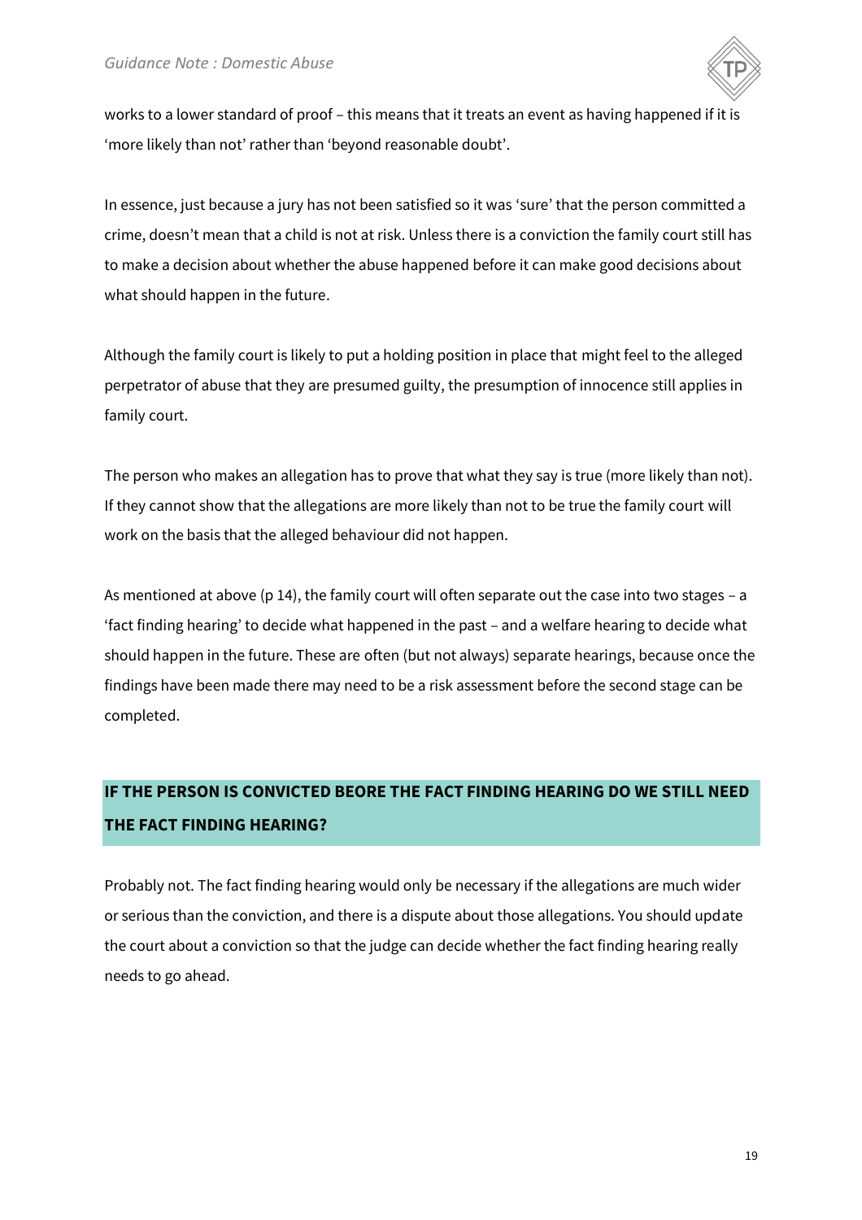works to a lower standard of proof – this means that it treats an event as having happened if it is 'more likely than not' rather than 'beyond reasonable doubt'.

In essence, just because a jury has not been satisfied so it was 'sure' that the person committed a crime, doesn't mean that a child is not at risk. Unless there is a conviction the family court still has to make a decision about whether the abuse happened before it can make good decisions about what should happen in the future.

Although the family court is likely to put a holding position in place that might feel to the alleged perpetrator of abuse that they are presumed guilty, the presumption of innocence still applies in family court.

The person who makes an allegation has to prove that what they say is true (more likely than not). If they cannot show that the allegations are more likely than not to be true the family court will work on the basis that the alleged behaviour did not happen.

As mentioned at above (p 14), the family court will often separate out the case into two stages – a 'fact finding hearing' to decide what happened in the past – and a welfare hearing to decide what should happen in the future. These are often (but not always) separate hearings, because once the findings have been made there may need to be a risk assessment before the second stage can be completed.

## IF THE PERSON IS CONVICTED BEORE THE FACT FINDING HEARING DO WE STILL NEED THE FACT FINDING HEARING?

Probably not. The fact finding hearing would only be necessary if the allegations are much wider or serious than the conviction, and there is a dispute about those allegations. You should update the court about a conviction so that the judge can decide whether the fact finding hearing really needs to go ahead.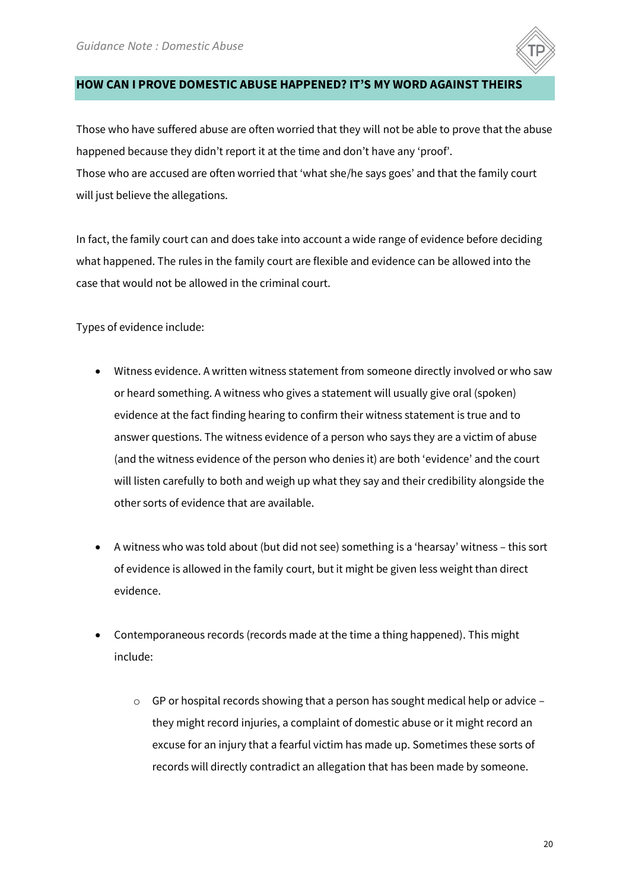## HOW CAN I PROVE DOMESTIC ABUSE HAPPENED? IT'S MY WORD AGAINST THEIRS

Those who have suffered abuse are often worried that they will not be able to prove that the abuse happened because they didn't report it at the time and don't have any 'proof'.
Those who are accused are often worried that 'what she/he says goes' and that the family court will just believe the allegations.

In fact, the family court can and does take into account a wide range of evidence before deciding what happened. The rules in the family court are flexible and evidence can be allowed into the case that would not be allowed in the criminal court.

Types of evidence include:

- Witness evidence. A written witness statement from someone directly involved or who saw or heard something. A witness who gives a statement will usually give oral (spoken) evidence at the fact finding hearing to confirm their witness statement is true and to answer questions. The witness evidence of a person who says they are a victim of abuse (and the witness evidence of the person who denies it) are both 'evidence' and the court will listen carefully to both and weigh up what they say and their credibility alongside the other sorts of evidence that are available.

- A witness who was told about (but did not see) something is a 'hearsay' witness – this sort of evidence is allowed in the family court, but it might be given less weight than direct evidence.

- Contemporaneous records (records made at the time a thing happened). This might include:

    - GP or hospital records showing that a person has sought medical help or advice – they might record injuries, a complaint of domestic abuse or it might record an excuse for an injury that a fearful victim has made up. Sometimes these sorts of records will directly contradict an allegation that has been made by someone.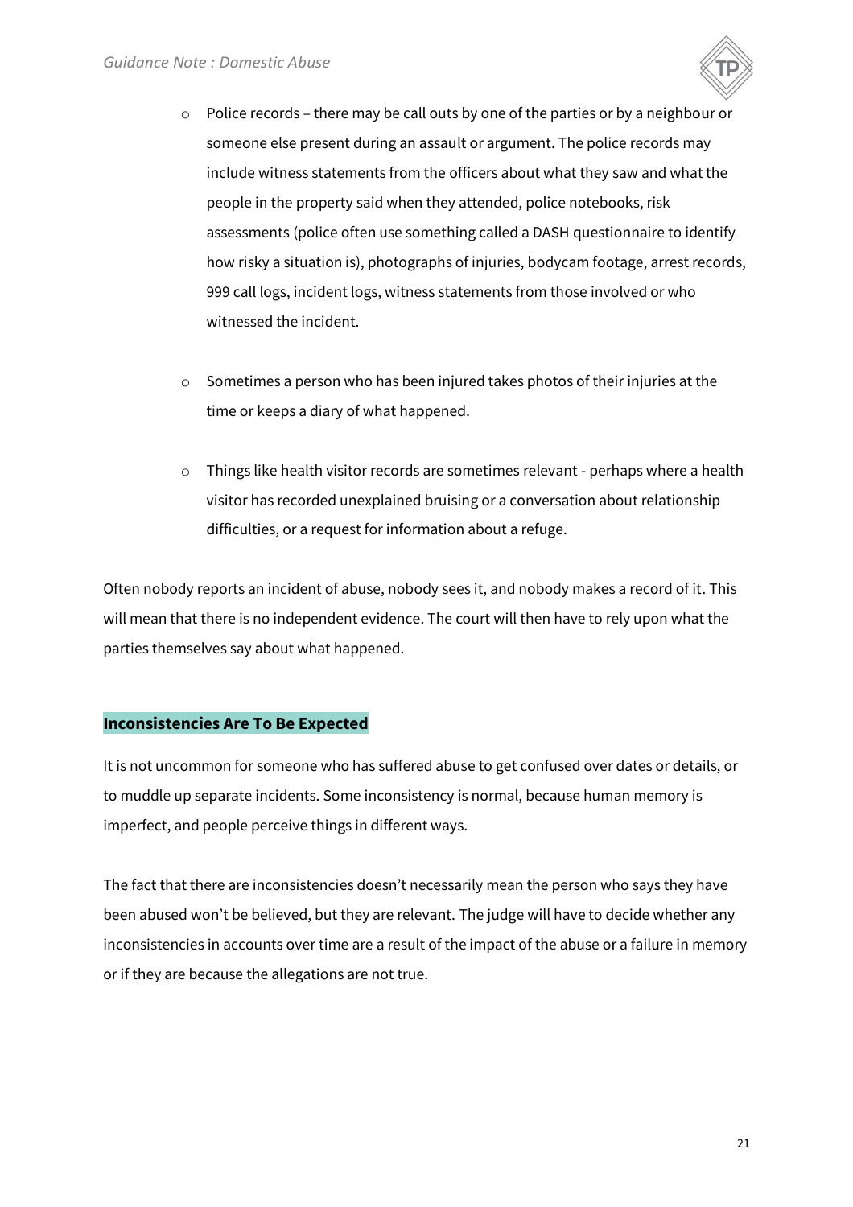- Police records – there may be call outs by one of the parties or by a neighbour or someone else present during an assault or argument. The police records may include witness statements from the officers about what they saw and what the people in the property said when they attended, police notebooks, risk assessments (police often use something called a DASH questionnaire to identify how risky a situation is), photographs of injuries, bodycam footage, arrest records, 999 call logs, incident logs, witness statements from those involved or who witnessed the incident.

- Sometimes a person who has been injured takes photos of their injuries at the time or keeps a diary of what happened.

- Things like health visitor records are sometimes relevant - perhaps where a health visitor has recorded unexplained bruising or a conversation about relationship difficulties, or a request for information about a refuge.

Often nobody reports an incident of abuse, nobody sees it, and nobody makes a record of it. This will mean that there is no independent evidence. The court will then have to rely upon what the parties themselves say about what happened.

## Inconsistencies Are To Be Expected

It is not uncommon for someone who has suffered abuse to get confused over dates or details, or to muddle up separate incidents. Some inconsistency is normal, because human memory is imperfect, and people perceive things in different ways.

The fact that there are inconsistencies doesn't necessarily mean the person who says they have been abused won't be believed, but they are relevant. The judge will have to decide whether any inconsistencies in accounts over time are a result of the impact of the abuse or a failure in memory or if they are because the allegations are not true.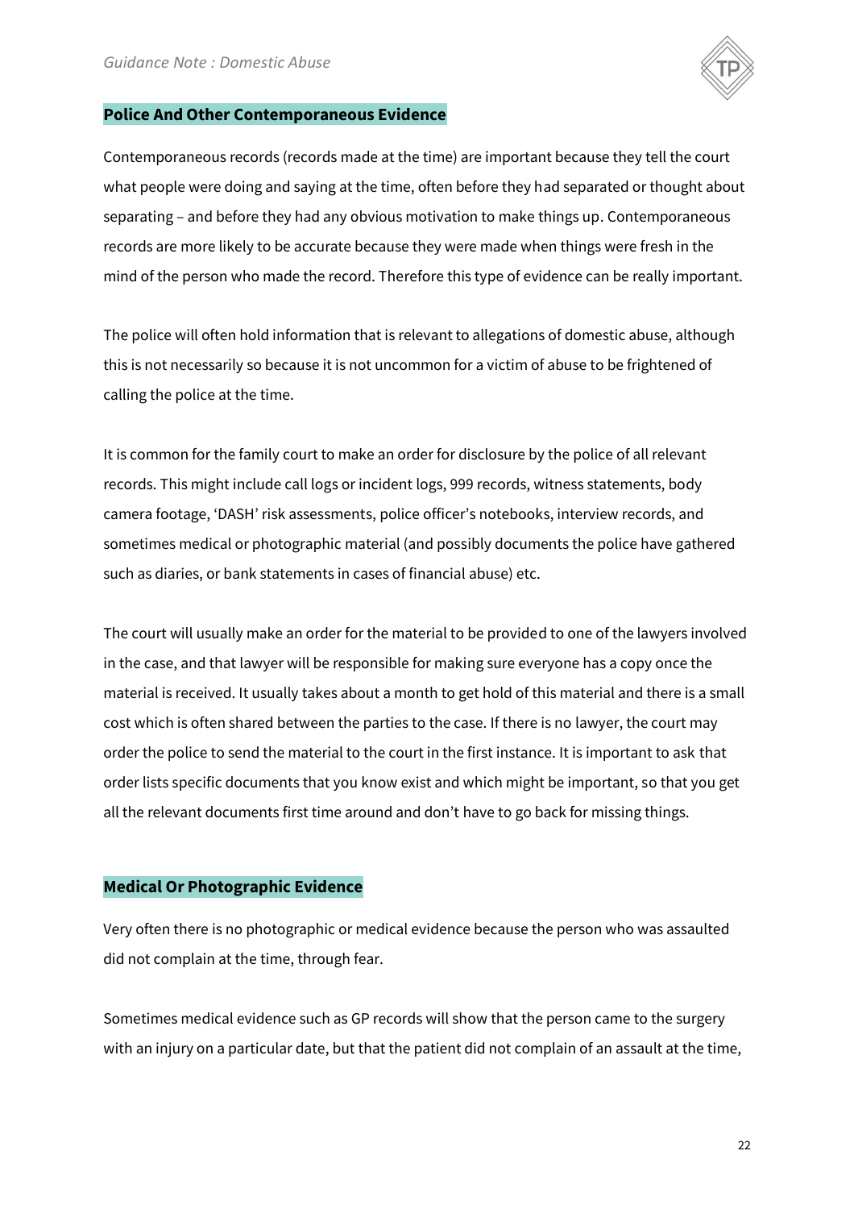## Police And Other Contemporaneous Evidence

Contemporaneous records (records made at the time) are important because they tell the court what people were doing and saying at the time, often before they had separated or thought about separating – and before they had any obvious motivation to make things up. Contemporaneous records are more likely to be accurate because they were made when things were fresh in the mind of the person who made the record. Therefore this type of evidence can be really important.

The police will often hold information that is relevant to allegations of domestic abuse, although this is not necessarily so because it is not uncommon for a victim of abuse to be frightened of calling the police at the time.

It is common for the family court to make an order for disclosure by the police of all relevant records. This might include call logs or incident logs, 999 records, witness statements, body camera footage, 'DASH' risk assessments, police officer's notebooks, interview records, and sometimes medical or photographic material (and possibly documents the police have gathered such as diaries, or bank statements in cases of financial abuse) etc.

The court will usually make an order for the material to be provided to one of the lawyers involved in the case, and that lawyer will be responsible for making sure everyone has a copy once the material is received. It usually takes about a month to get hold of this material and there is a small cost which is often shared between the parties to the case. If there is no lawyer, the court may order the police to send the material to the court in the first instance. It is important to ask that order lists specific documents that you know exist and which might be important, so that you get all the relevant documents first time around and don't have to go back for missing things.

## Medical Or Photographic Evidence

Very often there is no photographic or medical evidence because the person who was assaulted did not complain at the time, through fear.

Sometimes medical evidence such as GP records will show that the person came to the surgery with an injury on a particular date, but that the patient did not complain of an assault at the time,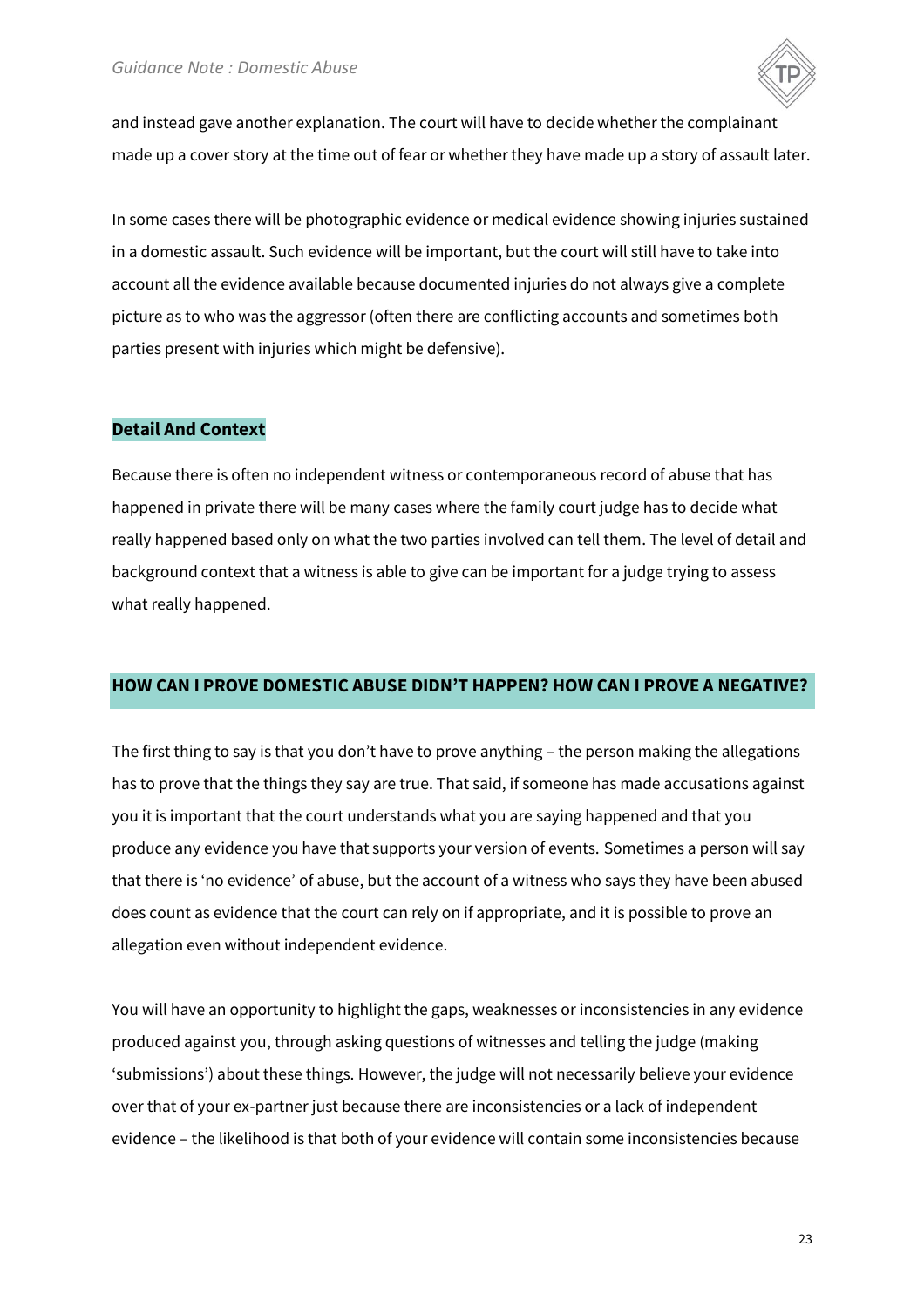and instead gave another explanation. The court will have to decide whether the complainant made up a cover story at the time out of fear or whether they have made up a story of assault later.

In some cases there will be photographic evidence or medical evidence showing injuries sustained in a domestic assault. Such evidence will be important, but the court will still have to take into account all the evidence available because documented injuries do not always give a complete picture as to who was the aggressor (often there are conflicting accounts and sometimes both parties present with injuries which might be defensive).

### Detail And Context

Because there is often no independent witness or contemporaneous record of abuse that has happened in private there will be many cases where the family court judge has to decide what really happened based only on what the two parties involved can tell them. The level of detail and background context that a witness is able to give can be important for a judge trying to assess what really happened.

## HOW CAN I PROVE DOMESTIC ABUSE DIDN'T HAPPEN? HOW CAN I PROVE A NEGATIVE?

The first thing to say is that you don't have to prove anything – the person making the allegations has to prove that the things they say are true. That said, if someone has made accusations against you it is important that the court understands what you are saying happened and that you produce any evidence you have that supports your version of events. Sometimes a person will say that there is 'no evidence' of abuse, but the account of a witness who says they have been abused does count as evidence that the court can rely on if appropriate, and it is possible to prove an allegation even without independent evidence.

You will have an opportunity to highlight the gaps, weaknesses or inconsistencies in any evidence produced against you, through asking questions of witnesses and telling the judge (making 'submissions') about these things. However, the judge will not necessarily believe your evidence over that of your ex-partner just because there are inconsistencies or a lack of independent evidence – the likelihood is that both of your evidence will contain some inconsistencies because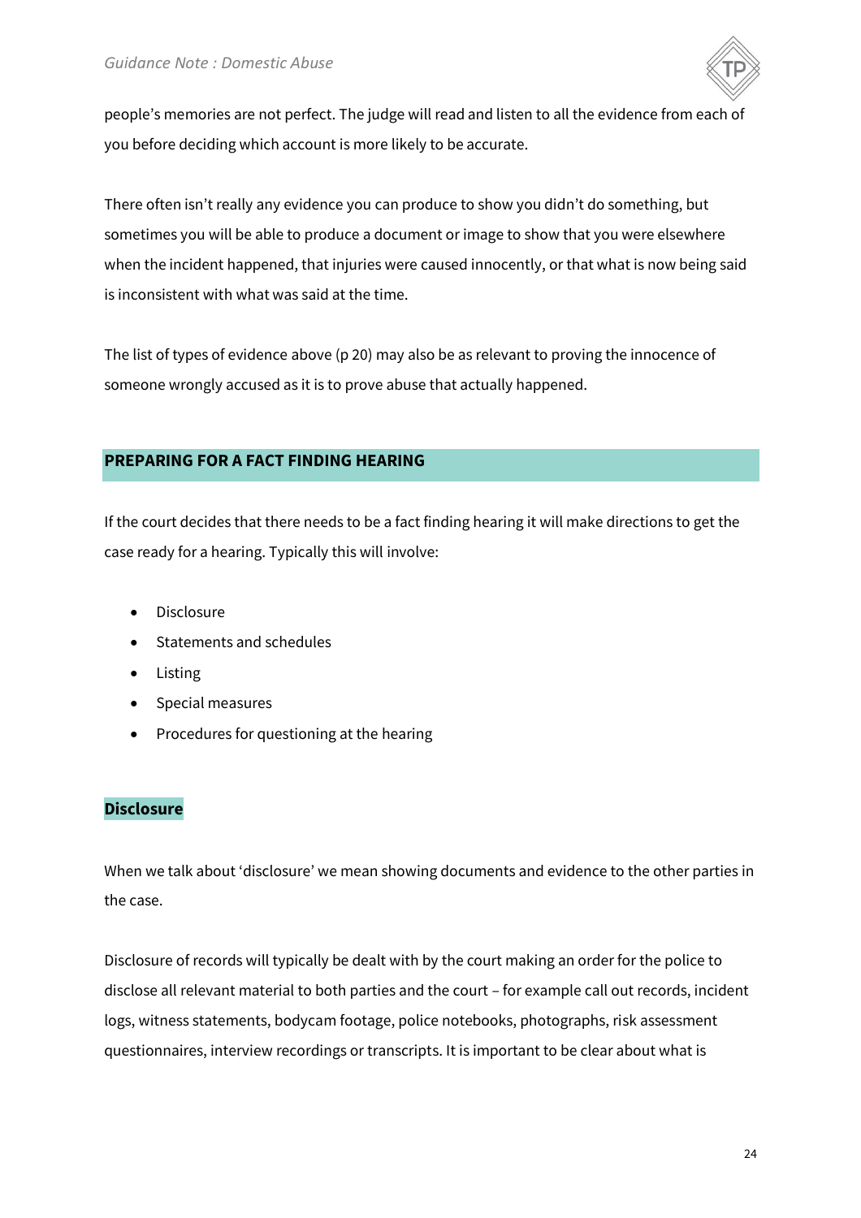people's memories are not perfect. The judge will read and listen to all the evidence from each of you before deciding which account is more likely to be accurate.

There often isn't really any evidence you can produce to show you didn't do something, but sometimes you will be able to produce a document or image to show that you were elsewhere when the incident happened, that injuries were caused innocently, or that what is now being said is inconsistent with what was said at the time.

The list of types of evidence above (p 20) may also be as relevant to proving the innocence of someone wrongly accused as it is to prove abuse that actually happened.

## PREPARING FOR A FACT FINDING HEARING

If the court decides that there needs to be a fact finding hearing it will make directions to get the case ready for a hearing. Typically this will involve:

- Disclosure
- Statements and schedules
- Listing
- Special measures
- Procedures for questioning at the hearing

### Disclosure

When we talk about 'disclosure' we mean showing documents and evidence to the other parties in the case.

Disclosure of records will typically be dealt with by the court making an order for the police to disclose all relevant material to both parties and the court – for example call out records, incident logs, witness statements, bodycam footage, police notebooks, photographs, risk assessment questionnaires, interview recordings or transcripts. It is important to be clear about what is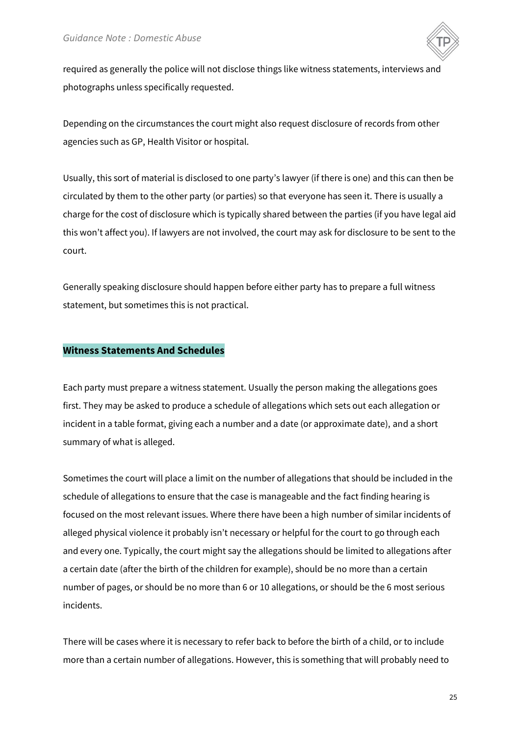required as generally the police will not disclose things like witness statements, interviews and photographs unless specifically requested.

Depending on the circumstances the court might also request disclosure of records from other agencies such as GP, Health Visitor or hospital.

Usually, this sort of material is disclosed to one party's lawyer (if there is one) and this can then be circulated by them to the other party (or parties) so that everyone has seen it. There is usually a charge for the cost of disclosure which is typically shared between the parties (if you have legal aid this won't affect you). If lawyers are not involved, the court may ask for disclosure to be sent to the court.

Generally speaking disclosure should happen before either party has to prepare a full witness statement, but sometimes this is not practical.

## Witness Statements And Schedules

Each party must prepare a witness statement. Usually the person making the allegations goes first. They may be asked to produce a schedule of allegations which sets out each allegation or incident in a table format, giving each a number and a date (or approximate date), and a short summary of what is alleged.

Sometimes the court will place a limit on the number of allegations that should be included in the schedule of allegations to ensure that the case is manageable and the fact finding hearing is focused on the most relevant issues. Where there have been a high number of similar incidents of alleged physical violence it probably isn't necessary or helpful for the court to go through each and every one. Typically, the court might say the allegations should be limited to allegations after a certain date (after the birth of the children for example), should be no more than a certain number of pages, or should be no more than 6 or 10 allegations, or should be the 6 most serious incidents.

There will be cases where it is necessary to refer back to before the birth of a child, or to include more than a certain number of allegations. However, this is something that will probably need to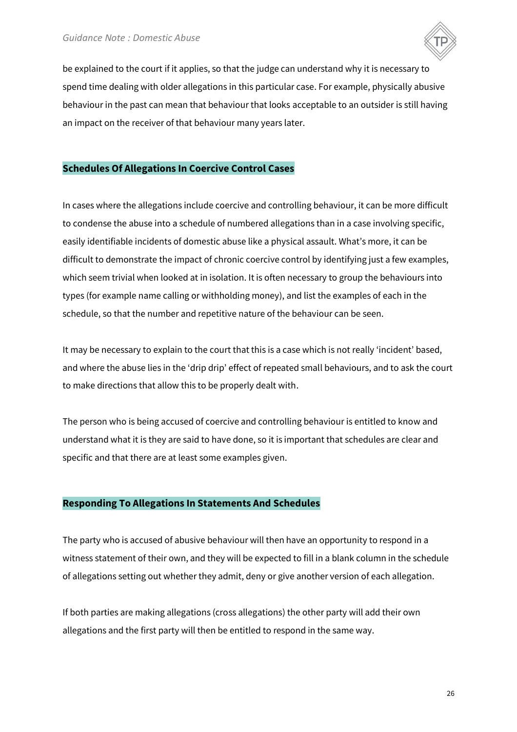be explained to the court if it applies, so that the judge can understand why it is necessary to spend time dealing with older allegations in this particular case. For example, physically abusive behaviour in the past can mean that behaviour that looks acceptable to an outsider is still having an impact on the receiver of that behaviour many years later.

## Schedules Of Allegations In Coercive Control Cases

In cases where the allegations include coercive and controlling behaviour, it can be more difficult to condense the abuse into a schedule of numbered allegations than in a case involving specific, easily identifiable incidents of domestic abuse like a physical assault. What's more, it can be difficult to demonstrate the impact of chronic coercive control by identifying just a few examples, which seem trivial when looked at in isolation. It is often necessary to group the behaviours into types (for example name calling or withholding money), and list the examples of each in the schedule, so that the number and repetitive nature of the behaviour can be seen.

It may be necessary to explain to the court that this is a case which is not really 'incident' based, and where the abuse lies in the 'drip drip' effect of repeated small behaviours, and to ask the court to make directions that allow this to be properly dealt with.

The person who is being accused of coercive and controlling behaviour is entitled to know and understand what it is they are said to have done, so it is important that schedules are clear and specific and that there are at least some examples given.

## Responding To Allegations In Statements And Schedules

The party who is accused of abusive behaviour will then have an opportunity to respond in a witness statement of their own, and they will be expected to fill in a blank column in the schedule of allegations setting out whether they admit, deny or give another version of each allegation.

If both parties are making allegations (cross allegations) the other party will add their own allegations and the first party will then be entitled to respond in the same way.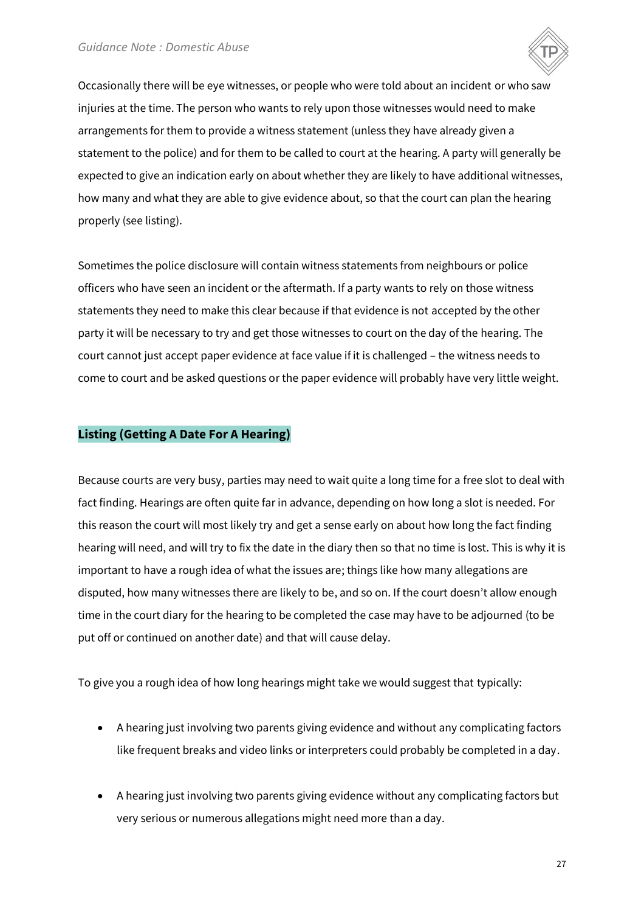Occasionally there will be eye witnesses, or people who were told about an incident or who saw injuries at the time. The person who wants to rely upon those witnesses would need to make arrangements for them to provide a witness statement (unless they have already given a statement to the police) and for them to be called to court at the hearing. A party will generally be expected to give an indication early on about whether they are likely to have additional witnesses, how many and what they are able to give evidence about, so that the court can plan the hearing properly (see listing).

Sometimes the police disclosure will contain witness statements from neighbours or police officers who have seen an incident or the aftermath. If a party wants to rely on those witness statements they need to make this clear because if that evidence is not accepted by the other party it will be necessary to try and get those witnesses to court on the day of the hearing. The court cannot just accept paper evidence at face value if it is challenged – the witness needs to come to court and be asked questions or the paper evidence will probably have very little weight.

## Listing (Getting A Date For A Hearing)

Because courts are very busy, parties may need to wait quite a long time for a free slot to deal with fact finding. Hearings are often quite far in advance, depending on how long a slot is needed. For this reason the court will most likely try and get a sense early on about how long the fact finding hearing will need, and will try to fix the date in the diary then so that no time is lost. This is why it is important to have a rough idea of what the issues are; things like how many allegations are disputed, how many witnesses there are likely to be, and so on. If the court doesn't allow enough time in the court diary for the hearing to be completed the case may have to be adjourned (to be put off or continued on another date) and that will cause delay.

To give you a rough idea of how long hearings might take we would suggest that typically:

- A hearing just involving two parents giving evidence and without any complicating factors like frequent breaks and video links or interpreters could probably be completed in a day.

- A hearing just involving two parents giving evidence without any complicating factors but very serious or numerous allegations might need more than a day.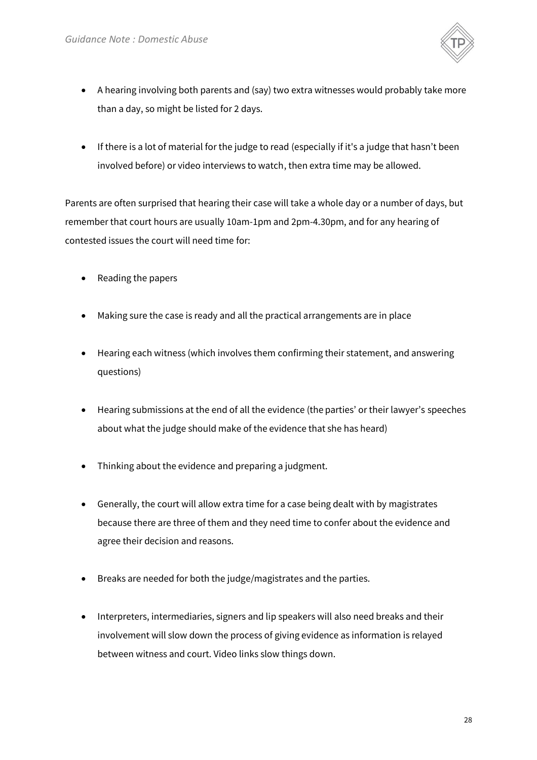- A hearing involving both parents and (say) two extra witnesses would probably take more than a day, so might be listed for 2 days.

- If there is a lot of material for the judge to read (especially if it's a judge that hasn't been involved before) or video interviews to watch, then extra time may be allowed.

Parents are often surprised that hearing their case will take a whole day or a number of days, but remember that court hours are usually 10am-1pm and 2pm-4.30pm, and for any hearing of contested issues the court will need time for:

- Reading the papers

- Making sure the case is ready and all the practical arrangements are in place

- Hearing each witness (which involves them confirming their statement, and answering questions)

- Hearing submissions at the end of all the evidence (the parties' or their lawyer's speeches about what the judge should make of the evidence that she has heard)

- Thinking about the evidence and preparing a judgment.

- Generally, the court will allow extra time for a case being dealt with by magistrates because there are three of them and they need time to confer about the evidence and agree their decision and reasons.

- Breaks are needed for both the judge/magistrates and the parties.

- Interpreters, intermediaries, signers and lip speakers will also need breaks and their involvement will slow down the process of giving evidence as information is relayed between witness and court. Video links slow things down.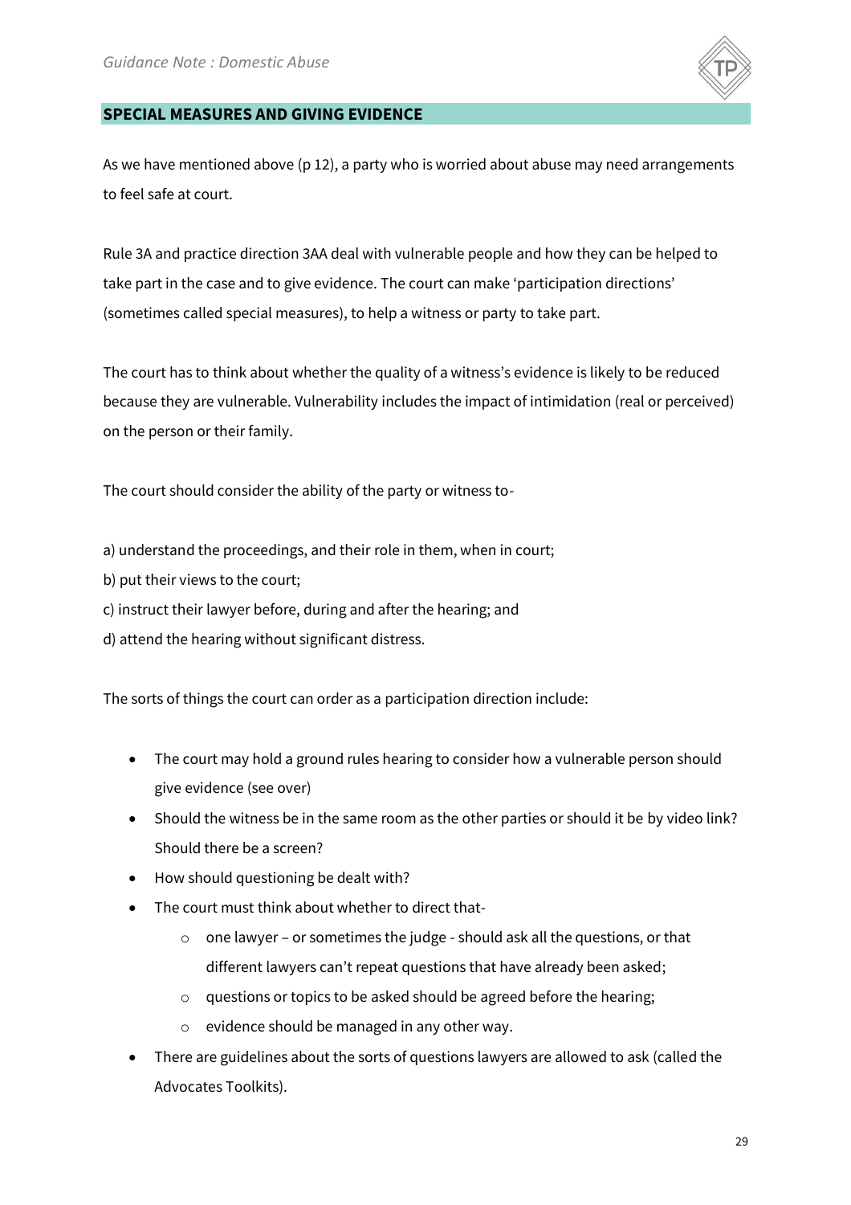## SPECIAL MEASURES AND GIVING EVIDENCE

As we have mentioned above (p 12), a party who is worried about abuse may need arrangements to feel safe at court.

Rule 3A and practice direction 3AA deal with vulnerable people and how they can be helped to take part in the case and to give evidence. The court can make 'participation directions' (sometimes called special measures), to help a witness or party to take part.

The court has to think about whether the quality of a witness's evidence is likely to be reduced because they are vulnerable. Vulnerability includes the impact of intimidation (real or perceived) on the person or their family.

The court should consider the ability of the party or witness to-

a) understand the proceedings, and their role in them, when in court;
b) put their views to the court;
c) instruct their lawyer before, during and after the hearing; and
d) attend the hearing without significant distress.

The sorts of things the court can order as a participation direction include:

- The court may hold a ground rules hearing to consider how a vulnerable person should give evidence (see over)
- Should the witness be in the same room as the other parties or should it be by video link? Should there be a screen?
- How should questioning be dealt with?
- The court must think about whether to direct that-
  - one lawyer – or sometimes the judge - should ask all the questions, or that different lawyers can't repeat questions that have already been asked;
  - questions or topics to be asked should be agreed before the hearing;
  - evidence should be managed in any other way.
- There are guidelines about the sorts of questions lawyers are allowed to ask (called the Advocates Toolkits).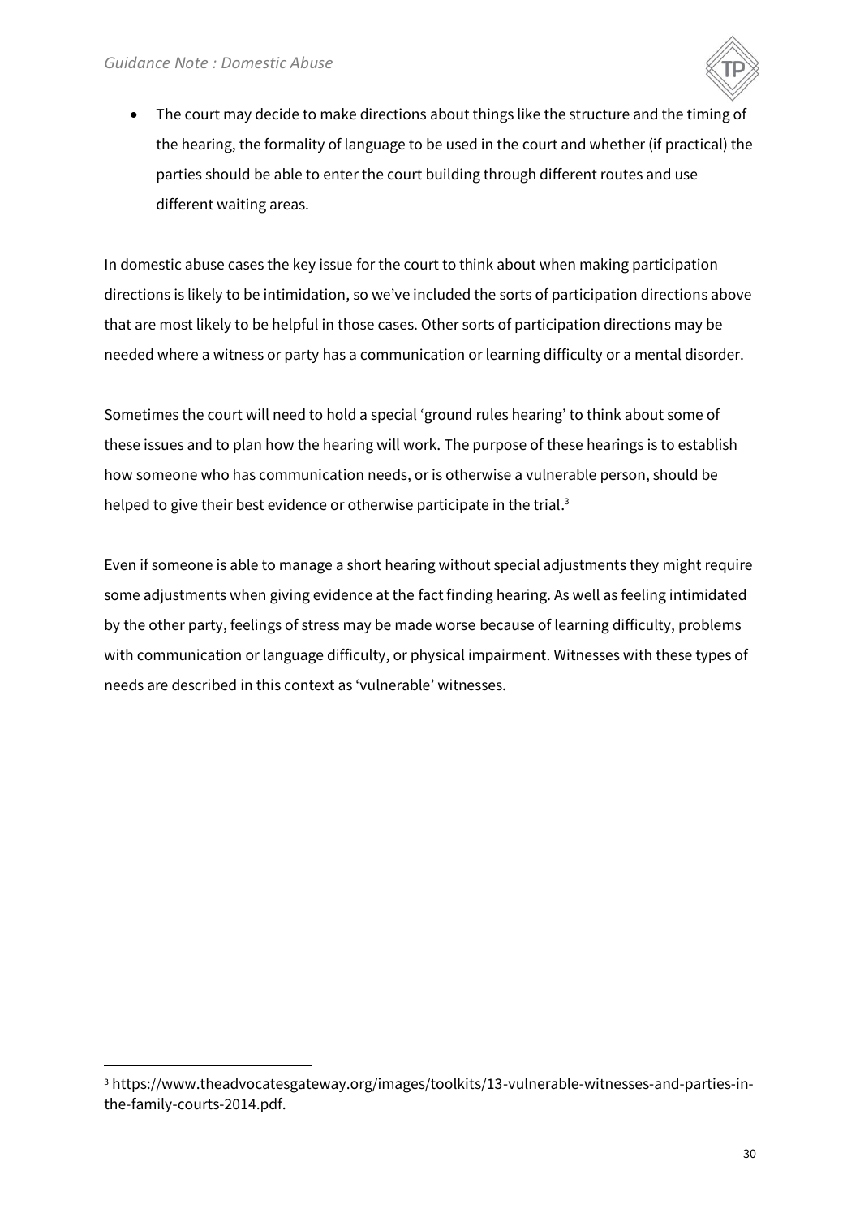- The court may decide to make directions about things like the structure and the timing of the hearing, the formality of language to be used in the court and whether (if practical) the parties should be able to enter the court building through different routes and use different waiting areas.

In domestic abuse cases the key issue for the court to think about when making participation directions is likely to be intimidation, so we've included the sorts of participation directions above that are most likely to be helpful in those cases. Other sorts of participation directions may be needed where a witness or party has a communication or learning difficulty or a mental disorder.

Sometimes the court will need to hold a special 'ground rules hearing' to think about some of these issues and to plan how the hearing will work. The purpose of these hearings is to establish how someone who has communication needs, or is otherwise a vulnerable person, should be helped to give their best evidence or otherwise participate in the trial.[3]

Even if someone is able to manage a short hearing without special adjustments they might require some adjustments when giving evidence at the fact finding hearing. As well as feeling intimidated by the other party, feelings of stress may be made worse because of learning difficulty, problems with communication or language difficulty, or physical impairment. Witnesses with these types of needs are described in this context as 'vulnerable' witnesses.

---

[3] https://www.theadvocatesgateway.org/images/toolkits/13-vulnerable-witnesses-and-parties-in-the-family-courts-2014.pdf.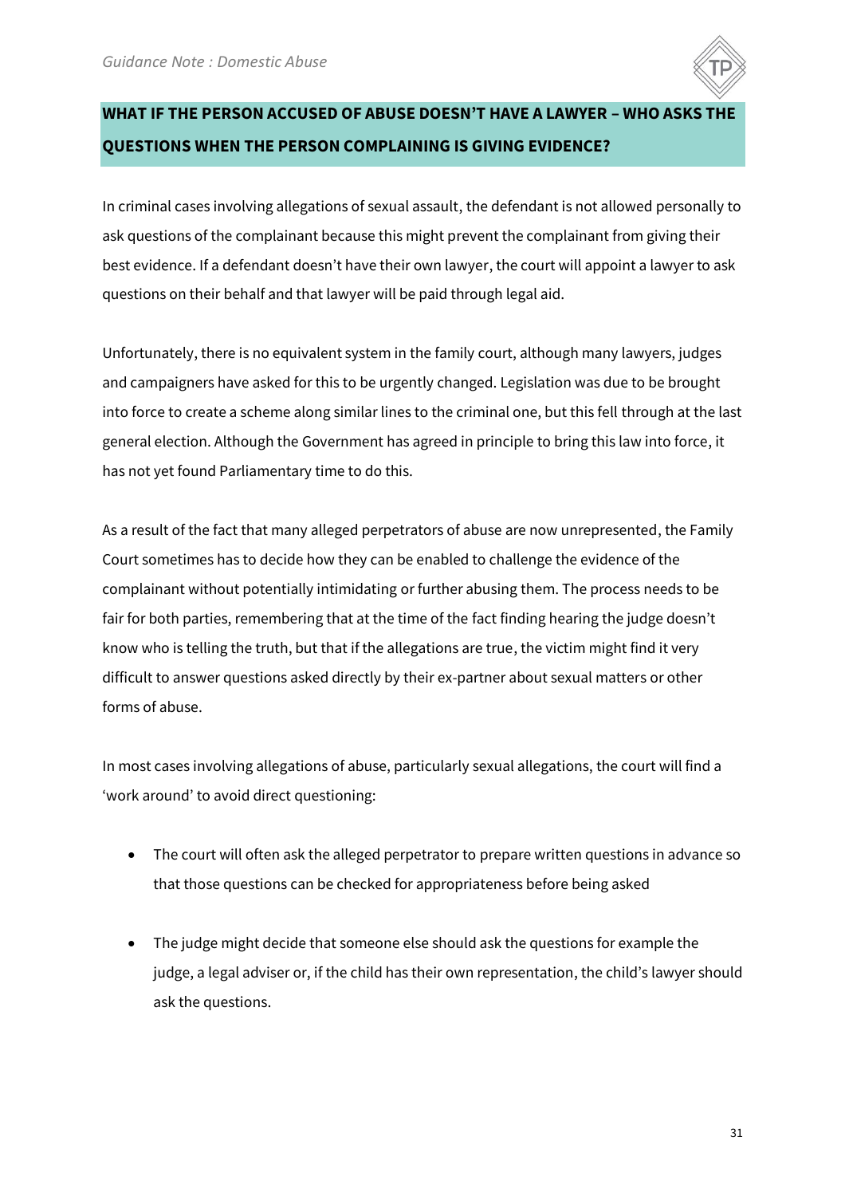## WHAT IF THE PERSON ACCUSED OF ABUSE DOESN'T HAVE A LAWYER – WHO ASKS THE QUESTIONS WHEN THE PERSON COMPLAINING IS GIVING EVIDENCE?

In criminal cases involving allegations of sexual assault, the defendant is not allowed personally to ask questions of the complainant because this might prevent the complainant from giving their best evidence. If a defendant doesn't have their own lawyer, the court will appoint a lawyer to ask questions on their behalf and that lawyer will be paid through legal aid.

Unfortunately, there is no equivalent system in the family court, although many lawyers, judges and campaigners have asked for this to be urgently changed. Legislation was due to be brought into force to create a scheme along similar lines to the criminal one, but this fell through at the last general election. Although the Government has agreed in principle to bring this law into force, it has not yet found Parliamentary time to do this.

As a result of the fact that many alleged perpetrators of abuse are now unrepresented, the Family Court sometimes has to decide how they can be enabled to challenge the evidence of the complainant without potentially intimidating or further abusing them. The process needs to be fair for both parties, remembering that at the time of the fact finding hearing the judge doesn't know who is telling the truth, but that if the allegations are true, the victim might find it very difficult to answer questions asked directly by their ex-partner about sexual matters or other forms of abuse.

In most cases involving allegations of abuse, particularly sexual allegations, the court will find a 'work around' to avoid direct questioning:

- The court will often ask the alleged perpetrator to prepare written questions in advance so that those questions can be checked for appropriateness before being asked
- The judge might decide that someone else should ask the questions for example the judge, a legal adviser or, if the child has their own representation, the child's lawyer should ask the questions.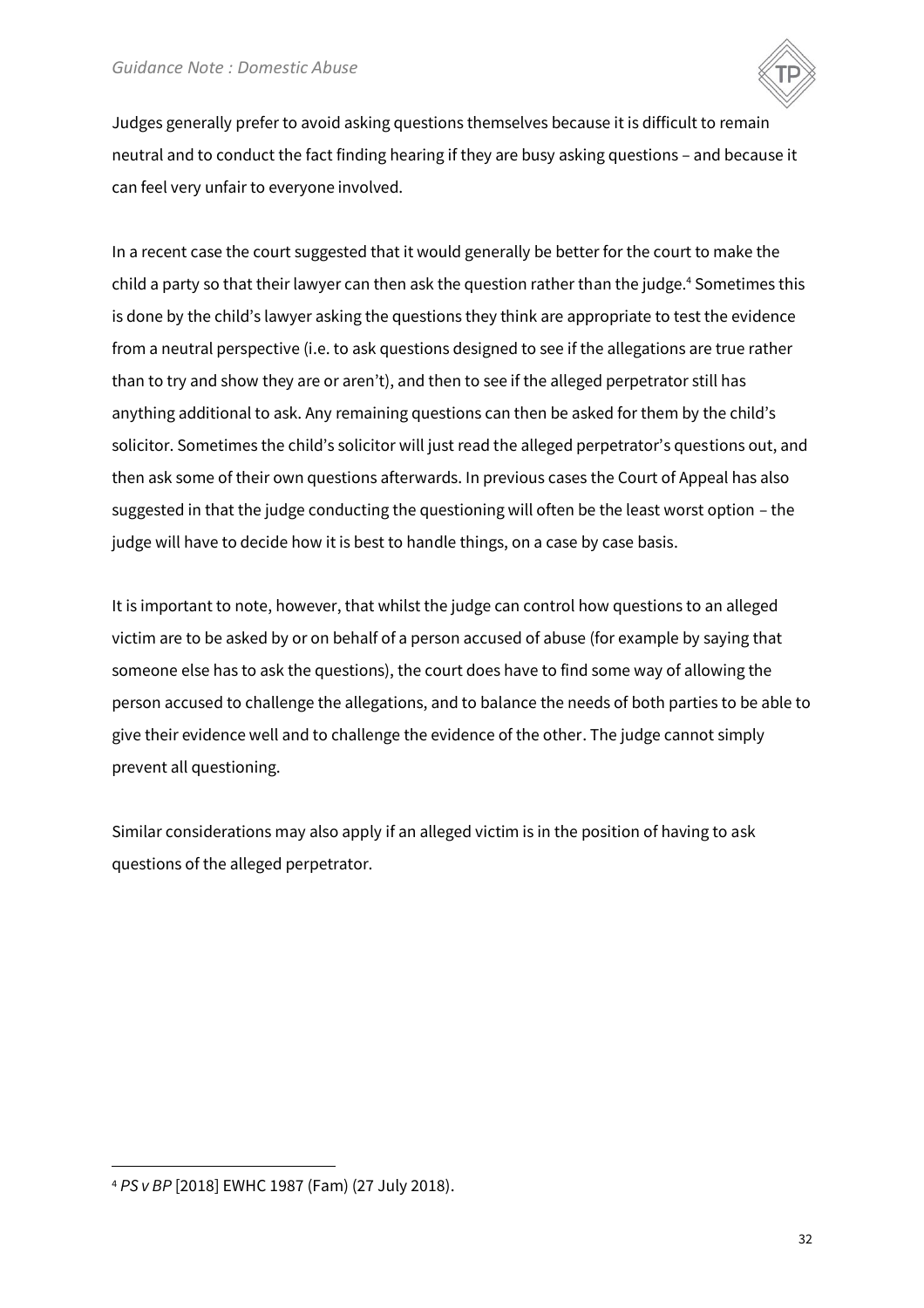Judges generally prefer to avoid asking questions themselves because it is difficult to remain neutral and to conduct the fact finding hearing if they are busy asking questions – and because it can feel very unfair to everyone involved.

In a recent case the court suggested that it would generally be better for the court to make the child a party so that their lawyer can then ask the question rather than the judge.[4] Sometimes this is done by the child's lawyer asking the questions they think are appropriate to test the evidence from a neutral perspective (i.e. to ask questions designed to see if the allegations are true rather than to try and show they are or aren't), and then to see if the alleged perpetrator still has anything additional to ask. Any remaining questions can then be asked for them by the child's solicitor. Sometimes the child's solicitor will just read the alleged perpetrator's questions out, and then ask some of their own questions afterwards. In previous cases the Court of Appeal has also suggested in that the judge conducting the questioning will often be the least worst option – the judge will have to decide how it is best to handle things, on a case by case basis.

It is important to note, however, that whilst the judge can control how questions to an alleged victim are to be asked by or on behalf of a person accused of abuse (for example by saying that someone else has to ask the questions), the court does have to find some way of allowing the person accused to challenge the allegations, and to balance the needs of both parties to be able to give their evidence well and to challenge the evidence of the other. The judge cannot simply prevent all questioning.

Similar considerations may also apply if an alleged victim is in the position of having to ask questions of the alleged perpetrator.

---

[4] *PS v BP* [2018] EWHC 1987 (Fam) (27 July 2018).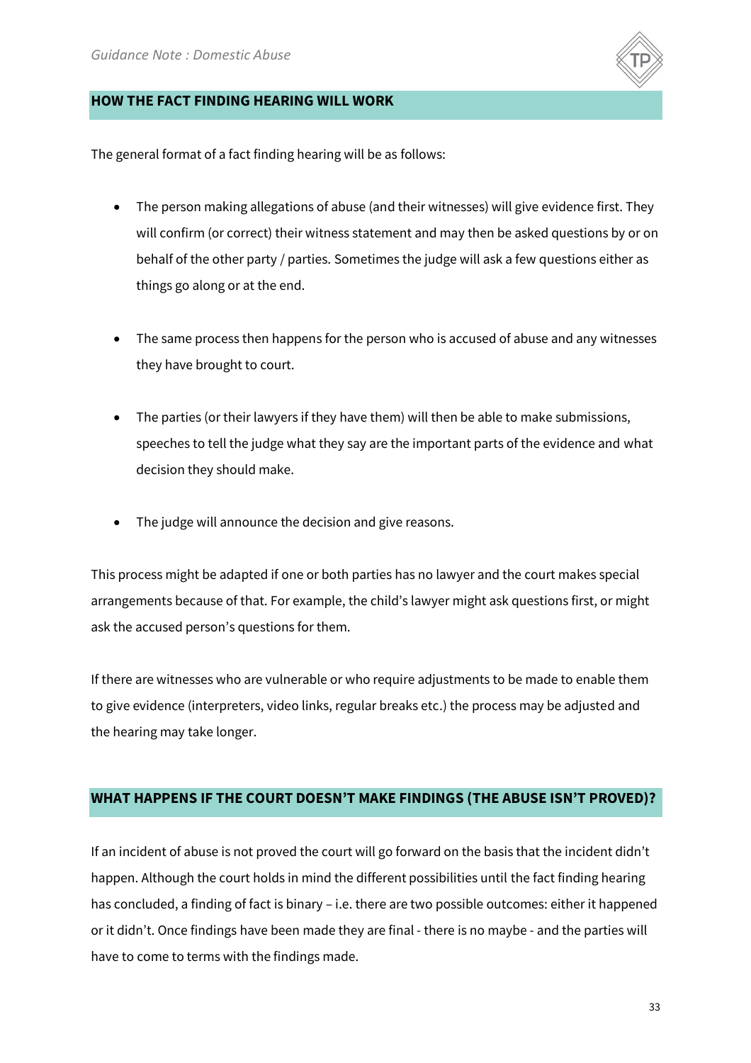## HOW THE FACT FINDING HEARING WILL WORK

The general format of a fact finding hearing will be as follows:

- The person making allegations of abuse (and their witnesses) will give evidence first. They will confirm (or correct) their witness statement and may then be asked questions by or on behalf of the other party / parties. Sometimes the judge will ask a few questions either as things go along or at the end.

- The same process then happens for the person who is accused of abuse and any witnesses they have brought to court.

- The parties (or their lawyers if they have them) will then be able to make submissions, speeches to tell the judge what they say are the important parts of the evidence and what decision they should make.

- The judge will announce the decision and give reasons.

This process might be adapted if one or both parties has no lawyer and the court makes special arrangements because of that. For example, the child's lawyer might ask questions first, or might ask the accused person's questions for them.

If there are witnesses who are vulnerable or who require adjustments to be made to enable them to give evidence (interpreters, video links, regular breaks etc.) the process may be adjusted and the hearing may take longer.

## WHAT HAPPENS IF THE COURT DOESN'T MAKE FINDINGS (THE ABUSE ISN'T PROVED)?

If an incident of abuse is not proved the court will go forward on the basis that the incident didn't happen. Although the court holds in mind the different possibilities until the fact finding hearing has concluded, a finding of fact is binary – i.e. there are two possible outcomes: either it happened or it didn't. Once findings have been made they are final - there is no maybe - and the parties will have to come to terms with the findings made.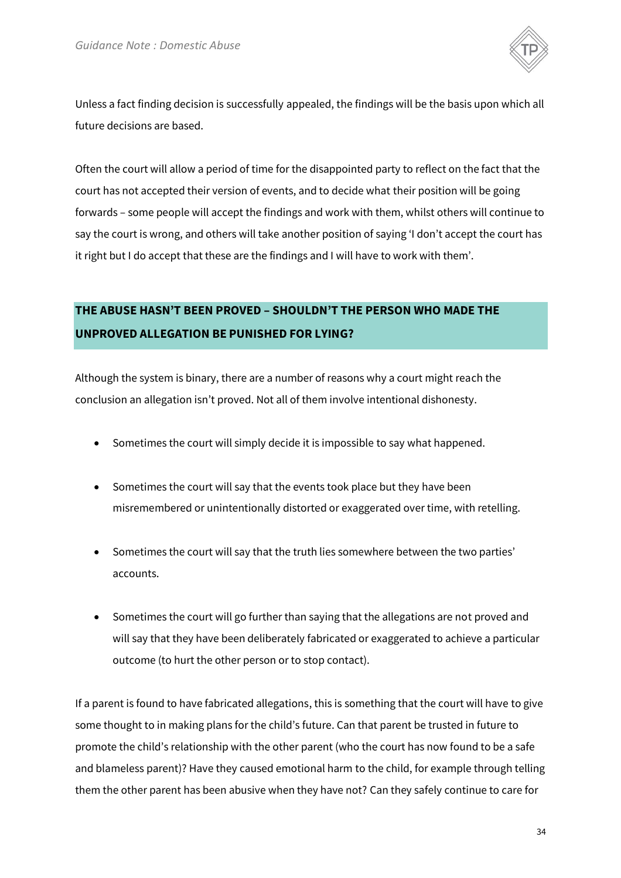Unless a fact finding decision is successfully appealed, the findings will be the basis upon which all future decisions are based.

Often the court will allow a period of time for the disappointed party to reflect on the fact that the court has not accepted their version of events, and to decide what their position will be going forwards – some people will accept the findings and work with them, whilst others will continue to say the court is wrong, and others will take another position of saying 'I don't accept the court has it right but I do accept that these are the findings and I will have to work with them'.

## THE ABUSE HASN'T BEEN PROVED – SHOULDN'T THE PERSON WHO MADE THE UNPROVED ALLEGATION BE PUNISHED FOR LYING?

Although the system is binary, there are a number of reasons why a court might reach the conclusion an allegation isn't proved. Not all of them involve intentional dishonesty.

- Sometimes the court will simply decide it is impossible to say what happened.
- Sometimes the court will say that the events took place but they have been misremembered or unintentionally distorted or exaggerated over time, with retelling.
- Sometimes the court will say that the truth lies somewhere between the two parties' accounts.
- Sometimes the court will go further than saying that the allegations are not proved and will say that they have been deliberately fabricated or exaggerated to achieve a particular outcome (to hurt the other person or to stop contact).

If a parent is found to have fabricated allegations, this is something that the court will have to give some thought to in making plans for the child's future. Can that parent be trusted in future to promote the child's relationship with the other parent (who the court has now found to be a safe and blameless parent)? Have they caused emotional harm to the child, for example through telling them the other parent has been abusive when they have not? Can they safely continue to care for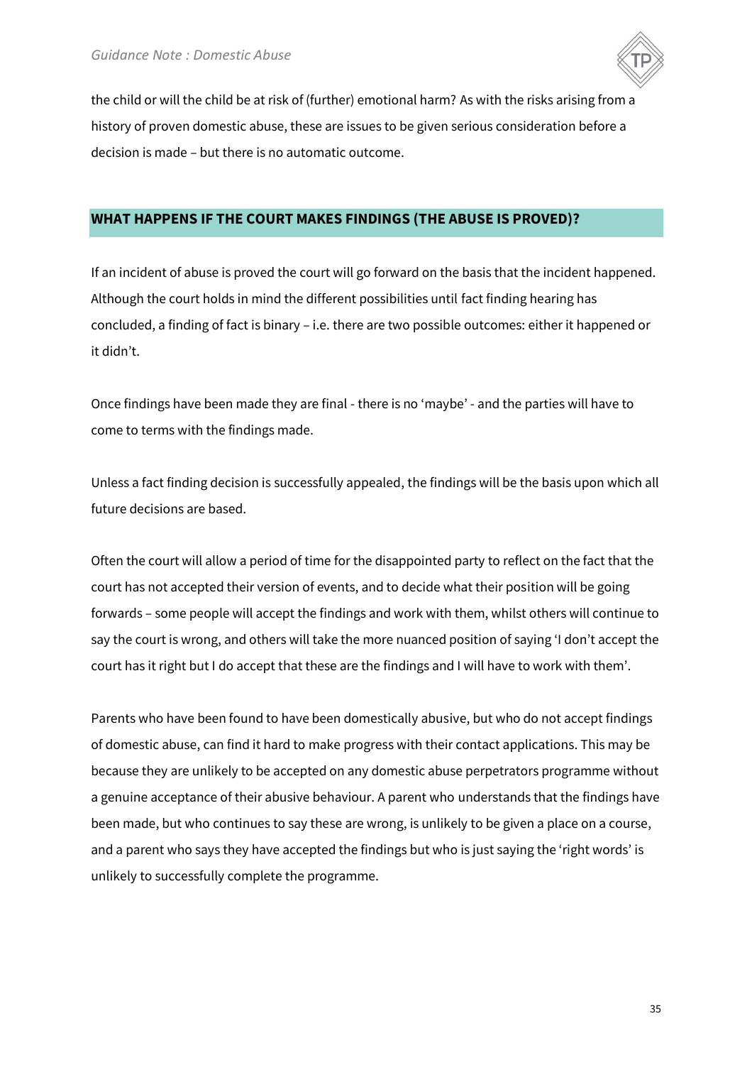the child or will the child be at risk of (further) emotional harm? As with the risks arising from a history of proven domestic abuse, these are issues to be given serious consideration before a decision is made – but there is no automatic outcome.

## WHAT HAPPENS IF THE COURT MAKES FINDINGS (THE ABUSE IS PROVED)?

If an incident of abuse is proved the court will go forward on the basis that the incident happened. Although the court holds in mind the different possibilities until fact finding hearing has concluded, a finding of fact is binary – i.e. there are two possible outcomes: either it happened or it didn't.

Once findings have been made they are final - there is no 'maybe' - and the parties will have to come to terms with the findings made.

Unless a fact finding decision is successfully appealed, the findings will be the basis upon which all future decisions are based.

Often the court will allow a period of time for the disappointed party to reflect on the fact that the court has not accepted their version of events, and to decide what their position will be going forwards – some people will accept the findings and work with them, whilst others will continue to say the court is wrong, and others will take the more nuanced position of saying 'I don't accept the court has it right but I do accept that these are the findings and I will have to work with them'.

Parents who have been found to have been domestically abusive, but who do not accept findings of domestic abuse, can find it hard to make progress with their contact applications. This may be because they are unlikely to be accepted on any domestic abuse perpetrators programme without a genuine acceptance of their abusive behaviour. A parent who understands that the findings have been made, but who continues to say these are wrong, is unlikely to be given a place on a course, and a parent who says they have accepted the findings but who is just saying the 'right words' is unlikely to successfully complete the programme.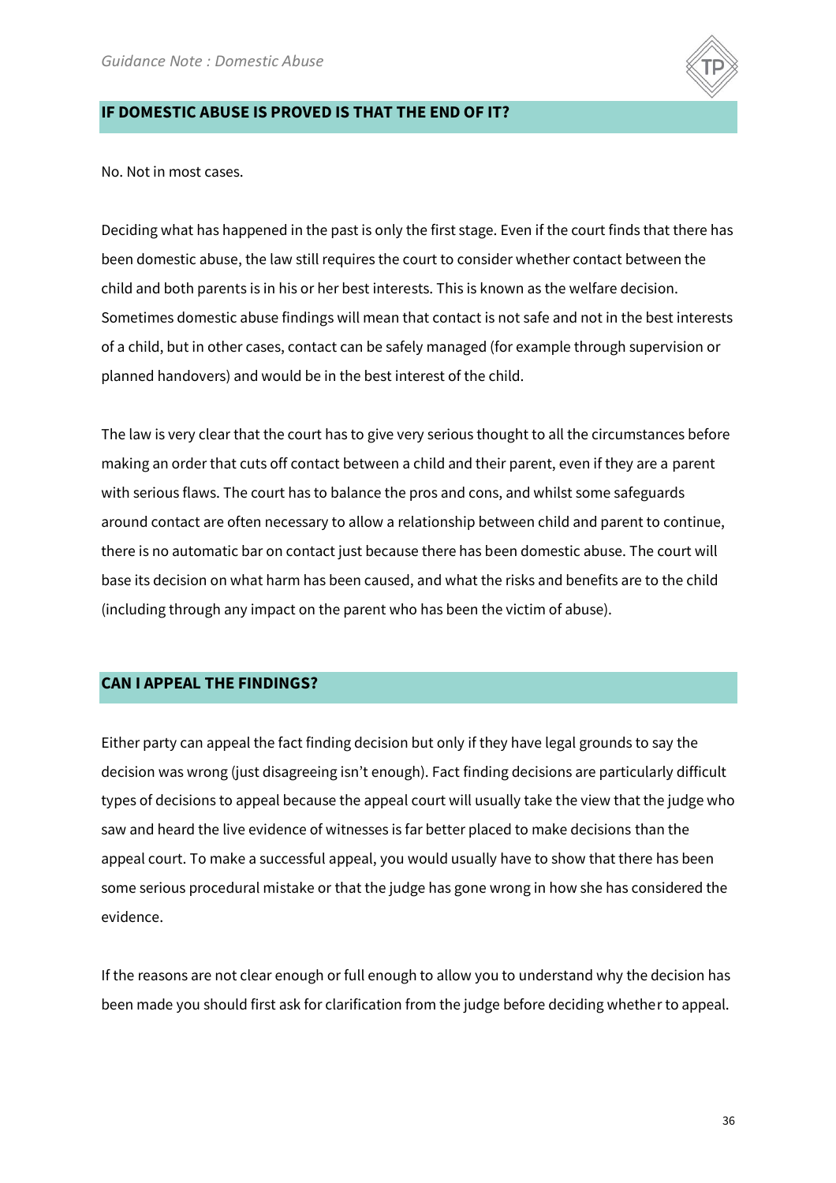## IF DOMESTIC ABUSE IS PROVED IS THAT THE END OF IT?

No. Not in most cases.

Deciding what has happened in the past is only the first stage. Even if the court finds that there has been domestic abuse, the law still requires the court to consider whether contact between the child and both parents is in his or her best interests. This is known as the welfare decision. Sometimes domestic abuse findings will mean that contact is not safe and not in the best interests of a child, but in other cases, contact can be safely managed (for example through supervision or planned handovers) and would be in the best interest of the child.

The law is very clear that the court has to give very serious thought to all the circumstances before making an order that cuts off contact between a child and their parent, even if they are a parent with serious flaws. The court has to balance the pros and cons, and whilst some safeguards around contact are often necessary to allow a relationship between child and parent to continue, there is no automatic bar on contact just because there has been domestic abuse. The court will base its decision on what harm has been caused, and what the risks and benefits are to the child (including through any impact on the parent who has been the victim of abuse).

## CAN I APPEAL THE FINDINGS?

Either party can appeal the fact finding decision but only if they have legal grounds to say the decision was wrong (just disagreeing isn't enough). Fact finding decisions are particularly difficult types of decisions to appeal because the appeal court will usually take the view that the judge who saw and heard the live evidence of witnesses is far better placed to make decisions than the appeal court. To make a successful appeal, you would usually have to show that there has been some serious procedural mistake or that the judge has gone wrong in how she has considered the evidence.

If the reasons are not clear enough or full enough to allow you to understand why the decision has been made you should first ask for clarification from the judge before deciding whether to appeal.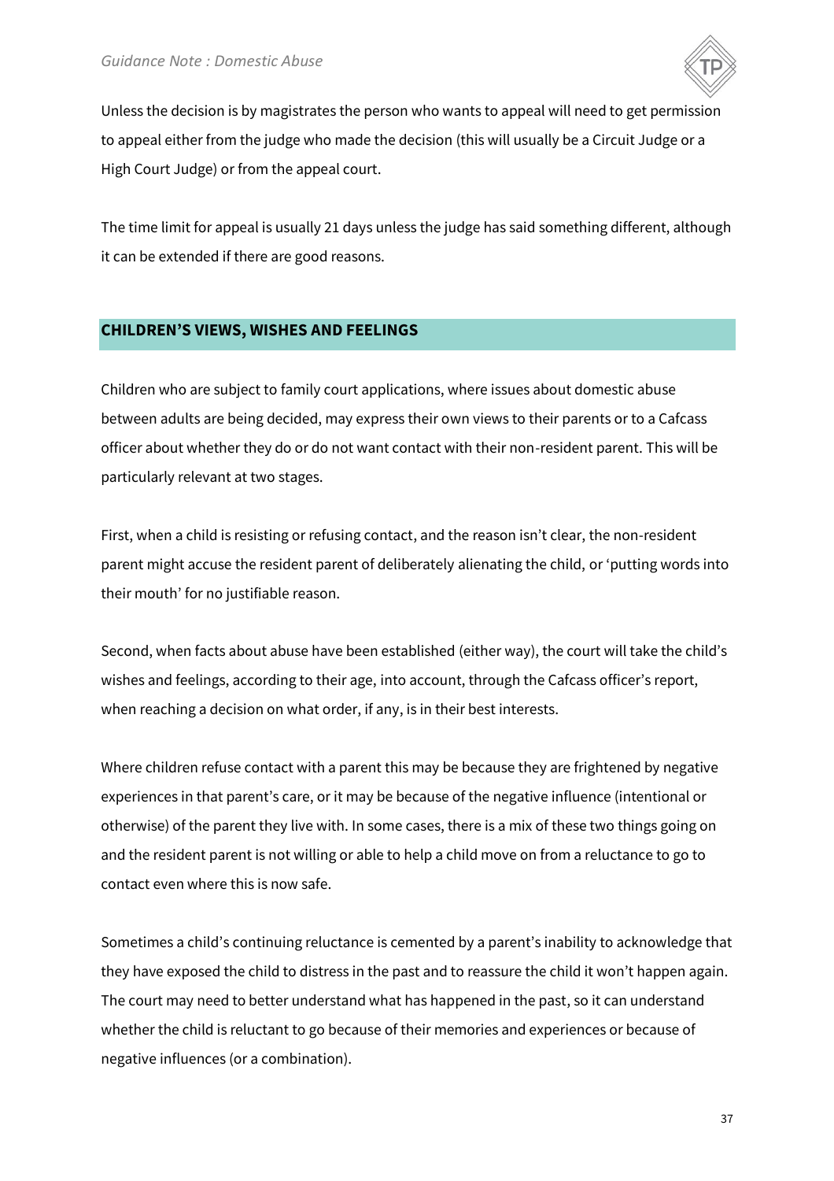Unless the decision is by magistrates the person who wants to appeal will need to get permission to appeal either from the judge who made the decision (this will usually be a Circuit Judge or a High Court Judge) or from the appeal court.

The time limit for appeal is usually 21 days unless the judge has said something different, although it can be extended if there are good reasons.

## CHILDREN'S VIEWS, WISHES AND FEELINGS

Children who are subject to family court applications, where issues about domestic abuse between adults are being decided, may express their own views to their parents or to a Cafcass officer about whether they do or do not want contact with their non-resident parent. This will be particularly relevant at two stages.

First, when a child is resisting or refusing contact, and the reason isn't clear, the non-resident parent might accuse the resident parent of deliberately alienating the child, or 'putting words into their mouth' for no justifiable reason.

Second, when facts about abuse have been established (either way), the court will take the child's wishes and feelings, according to their age, into account, through the Cafcass officer's report, when reaching a decision on what order, if any, is in their best interests.

Where children refuse contact with a parent this may be because they are frightened by negative experiences in that parent's care, or it may be because of the negative influence (intentional or otherwise) of the parent they live with. In some cases, there is a mix of these two things going on and the resident parent is not willing or able to help a child move on from a reluctance to go to contact even where this is now safe.

Sometimes a child's continuing reluctance is cemented by a parent's inability to acknowledge that they have exposed the child to distress in the past and to reassure the child it won't happen again. The court may need to better understand what has happened in the past, so it can understand whether the child is reluctant to go because of their memories and experiences or because of negative influences (or a combination).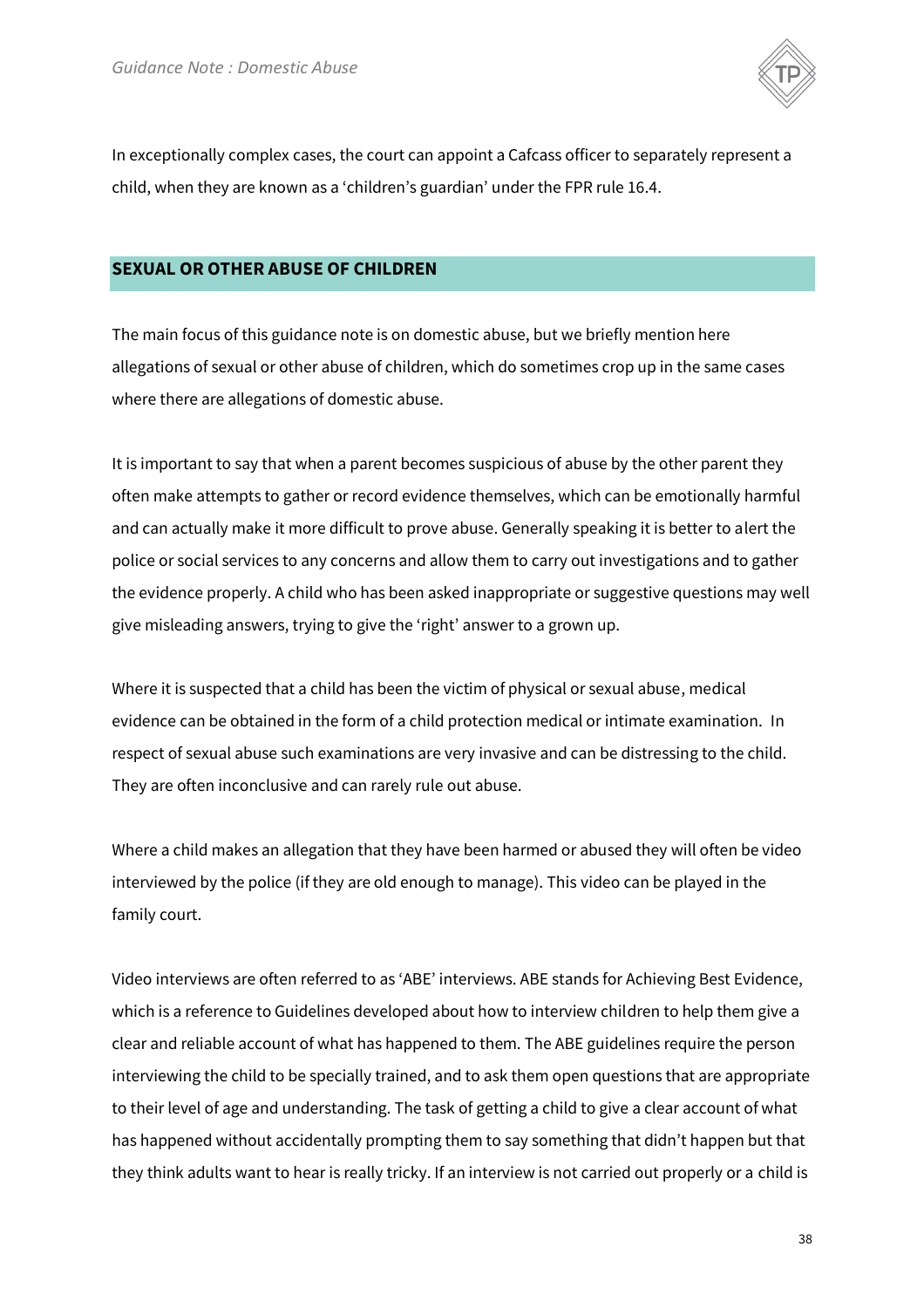In exceptionally complex cases, the court can appoint a Cafcass officer to separately represent a child, when they are known as a 'children's guardian' under the FPR rule 16.4.

## SEXUAL OR OTHER ABUSE OF CHILDREN

The main focus of this guidance note is on domestic abuse, but we briefly mention here allegations of sexual or other abuse of children, which do sometimes crop up in the same cases where there are allegations of domestic abuse.

It is important to say that when a parent becomes suspicious of abuse by the other parent they often make attempts to gather or record evidence themselves, which can be emotionally harmful and can actually make it more difficult to prove abuse. Generally speaking it is better to alert the police or social services to any concerns and allow them to carry out investigations and to gather the evidence properly. A child who has been asked inappropriate or suggestive questions may well give misleading answers, trying to give the 'right' answer to a grown up.

Where it is suspected that a child has been the victim of physical or sexual abuse, medical evidence can be obtained in the form of a child protection medical or intimate examination. In respect of sexual abuse such examinations are very invasive and can be distressing to the child. They are often inconclusive and can rarely rule out abuse.

Where a child makes an allegation that they have been harmed or abused they will often be video interviewed by the police (if they are old enough to manage). This video can be played in the family court.

Video interviews are often referred to as 'ABE' interviews. ABE stands for Achieving Best Evidence, which is a reference to Guidelines developed about how to interview children to help them give a clear and reliable account of what has happened to them. The ABE guidelines require the person interviewing the child to be specially trained, and to ask them open questions that are appropriate to their level of age and understanding. The task of getting a child to give a clear account of what has happened without accidentally prompting them to say something that didn't happen but that they think adults want to hear is really tricky. If an interview is not carried out properly or a child is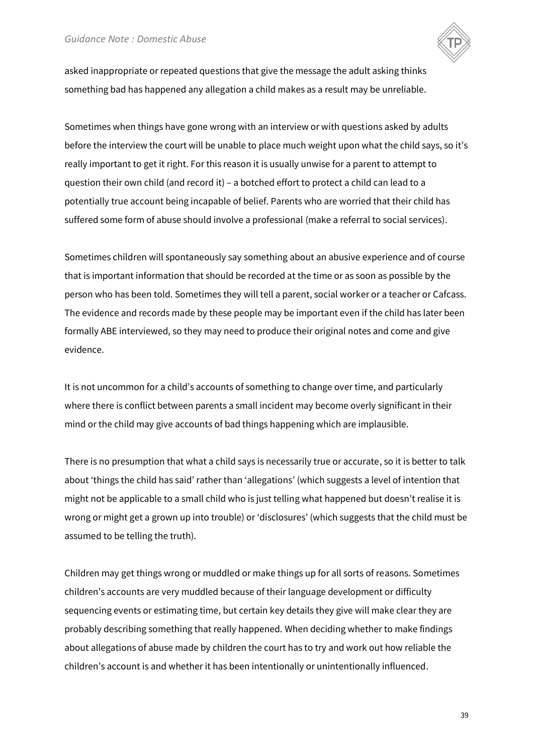asked inappropriate or repeated questions that give the message the adult asking thinks something bad has happened any allegation a child makes as a result may be unreliable.

Sometimes when things have gone wrong with an interview or with questions asked by adults before the interview the court will be unable to place much weight upon what the child says, so it's really important to get it right. For this reason it is usually unwise for a parent to attempt to question their own child (and record it) – a botched effort to protect a child can lead to a potentially true account being incapable of belief. Parents who are worried that their child has suffered some form of abuse should involve a professional (make a referral to social services).

Sometimes children will spontaneously say something about an abusive experience and of course that is important information that should be recorded at the time or as soon as possible by the person who has been told. Sometimes they will tell a parent, social worker or a teacher or Cafcass. The evidence and records made by these people may be important even if the child has later been formally ABE interviewed, so they may need to produce their original notes and come and give evidence.

It is not uncommon for a child's accounts of something to change over time, and particularly where there is conflict between parents a small incident may become overly significant in their mind or the child may give accounts of bad things happening which are implausible.

There is no presumption that what a child says is necessarily true or accurate, so it is better to talk about 'things the child has said' rather than 'allegations' (which suggests a level of intention that might not be applicable to a small child who is just telling what happened but doesn't realise it is wrong or might get a grown up into trouble) or 'disclosures' (which suggests that the child must be assumed to be telling the truth).

Children may get things wrong or muddled or make things up for all sorts of reasons. Sometimes children's accounts are very muddled because of their language development or difficulty sequencing events or estimating time, but certain key details they give will make clear they are probably describing something that really happened. When deciding whether to make findings about allegations of abuse made by children the court has to try and work out how reliable the children's account is and whether it has been intentionally or unintentionally influenced.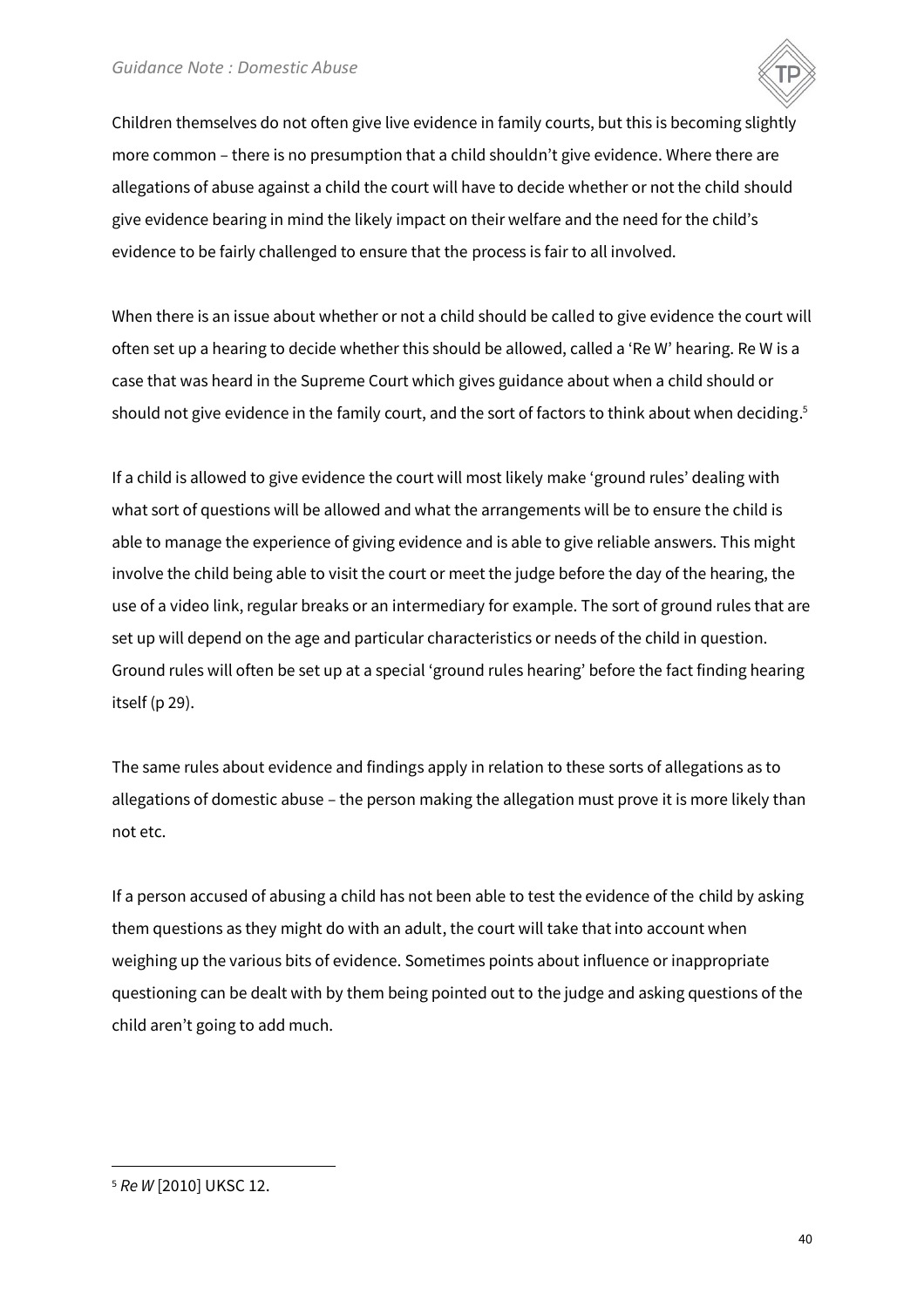Children themselves do not often give live evidence in family courts, but this is becoming slightly more common – there is no presumption that a child shouldn't give evidence. Where there are allegations of abuse against a child the court will have to decide whether or not the child should give evidence bearing in mind the likely impact on their welfare and the need for the child's evidence to be fairly challenged to ensure that the process is fair to all involved.

When there is an issue about whether or not a child should be called to give evidence the court will often set up a hearing to decide whether this should be allowed, called a 'Re W' hearing. Re W is a case that was heard in the Supreme Court which gives guidance about when a child should or should not give evidence in the family court, and the sort of factors to think about when deciding.[5]

If a child is allowed to give evidence the court will most likely make 'ground rules' dealing with what sort of questions will be allowed and what the arrangements will be to ensure the child is able to manage the experience of giving evidence and is able to give reliable answers. This might involve the child being able to visit the court or meet the judge before the day of the hearing, the use of a video link, regular breaks or an intermediary for example. The sort of ground rules that are set up will depend on the age and particular characteristics or needs of the child in question. Ground rules will often be set up at a special 'ground rules hearing' before the fact finding hearing itself (p 29).

The same rules about evidence and findings apply in relation to these sorts of allegations as to allegations of domestic abuse – the person making the allegation must prove it is more likely than not etc.

If a person accused of abusing a child has not been able to test the evidence of the child by asking them questions as they might do with an adult, the court will take that into account when weighing up the various bits of evidence. Sometimes points about influence or inappropriate questioning can be dealt with by them being pointed out to the judge and asking questions of the child aren't going to add much.

---

[5] *Re W* [2010] UKSC 12.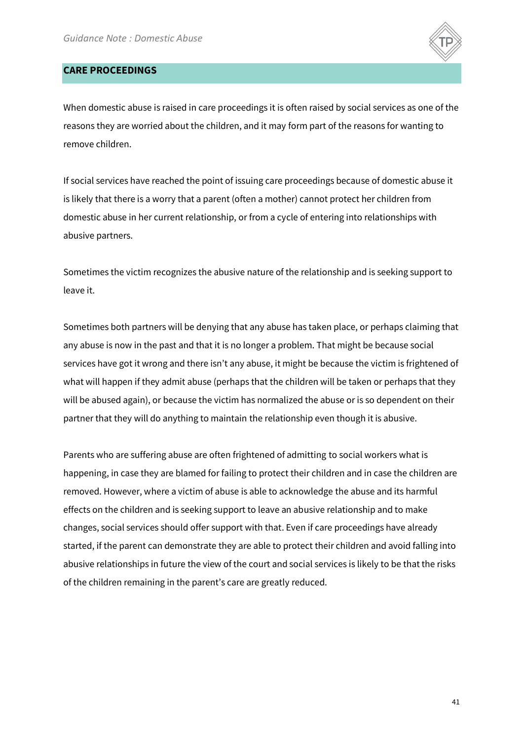## CARE PROCEEDINGS

When domestic abuse is raised in care proceedings it is often raised by social services as one of the reasons they are worried about the children, and it may form part of the reasons for wanting to remove children.

If social services have reached the point of issuing care proceedings because of domestic abuse it is likely that there is a worry that a parent (often a mother) cannot protect her children from domestic abuse in her current relationship, or from a cycle of entering into relationships with abusive partners.

Sometimes the victim recognizes the abusive nature of the relationship and is seeking support to leave it.

Sometimes both partners will be denying that any abuse has taken place, or perhaps claiming that any abuse is now in the past and that it is no longer a problem. That might be because social services have got it wrong and there isn't any abuse, it might be because the victim is frightened of what will happen if they admit abuse (perhaps that the children will be taken or perhaps that they will be abused again), or because the victim has normalized the abuse or is so dependent on their partner that they will do anything to maintain the relationship even though it is abusive.

Parents who are suffering abuse are often frightened of admitting to social workers what is happening, in case they are blamed for failing to protect their children and in case the children are removed. However, where a victim of abuse is able to acknowledge the abuse and its harmful effects on the children and is seeking support to leave an abusive relationship and to make changes, social services should offer support with that. Even if care proceedings have already started, if the parent can demonstrate they are able to protect their children and avoid falling into abusive relationships in future the view of the court and social services is likely to be that the risks of the children remaining in the parent's care are greatly reduced.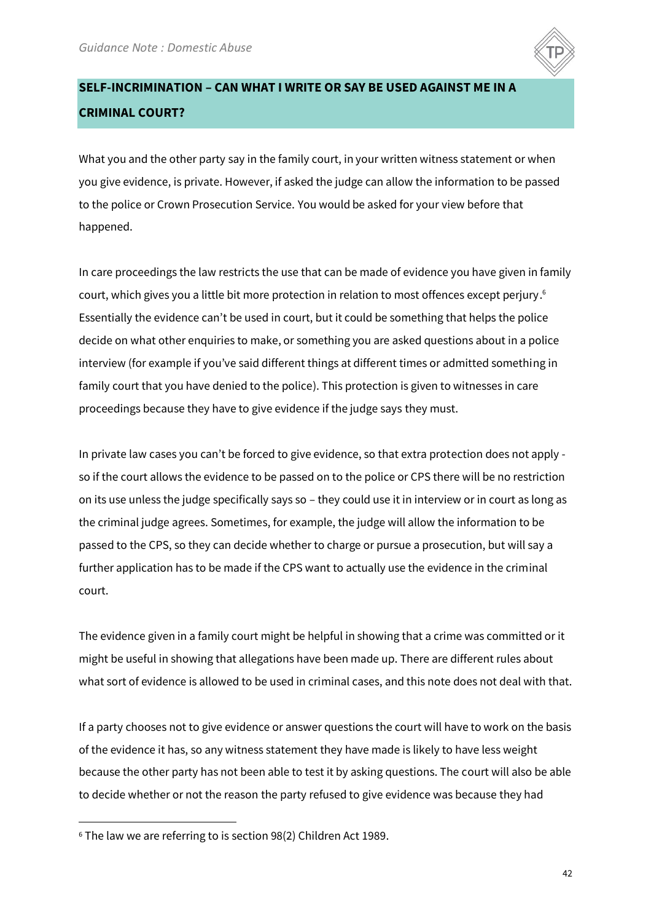## SELF-INCRIMINATION – CAN WHAT I WRITE OR SAY BE USED AGAINST ME IN A CRIMINAL COURT?

What you and the other party say in the family court, in your written witness statement or when you give evidence, is private. However, if asked the judge can allow the information to be passed to the police or Crown Prosecution Service. You would be asked for your view before that happened.

In care proceedings the law restricts the use that can be made of evidence you have given in family court, which gives you a little bit more protection in relation to most offences except perjury.[6] Essentially the evidence can't be used in court, but it could be something that helps the police decide on what other enquiries to make, or something you are asked questions about in a police interview (for example if you've said different things at different times or admitted something in family court that you have denied to the police). This protection is given to witnesses in care proceedings because they have to give evidence if the judge says they must.

In private law cases you can't be forced to give evidence, so that extra protection does not apply - so if the court allows the evidence to be passed on to the police or CPS there will be no restriction on its use unless the judge specifically says so – they could use it in interview or in court as long as the criminal judge agrees. Sometimes, for example, the judge will allow the information to be passed to the CPS, so they can decide whether to charge or pursue a prosecution, but will say a further application has to be made if the CPS want to actually use the evidence in the criminal court.

The evidence given in a family court might be helpful in showing that a crime was committed or it might be useful in showing that allegations have been made up. There are different rules about what sort of evidence is allowed to be used in criminal cases, and this note does not deal with that.

If a party chooses not to give evidence or answer questions the court will have to work on the basis of the evidence it has, so any witness statement they have made is likely to have less weight because the other party has not been able to test it by asking questions. The court will also be able to decide whether or not the reason the party refused to give evidence was because they had

---

[6] The law we are referring to is section 98(2) Children Act 1989.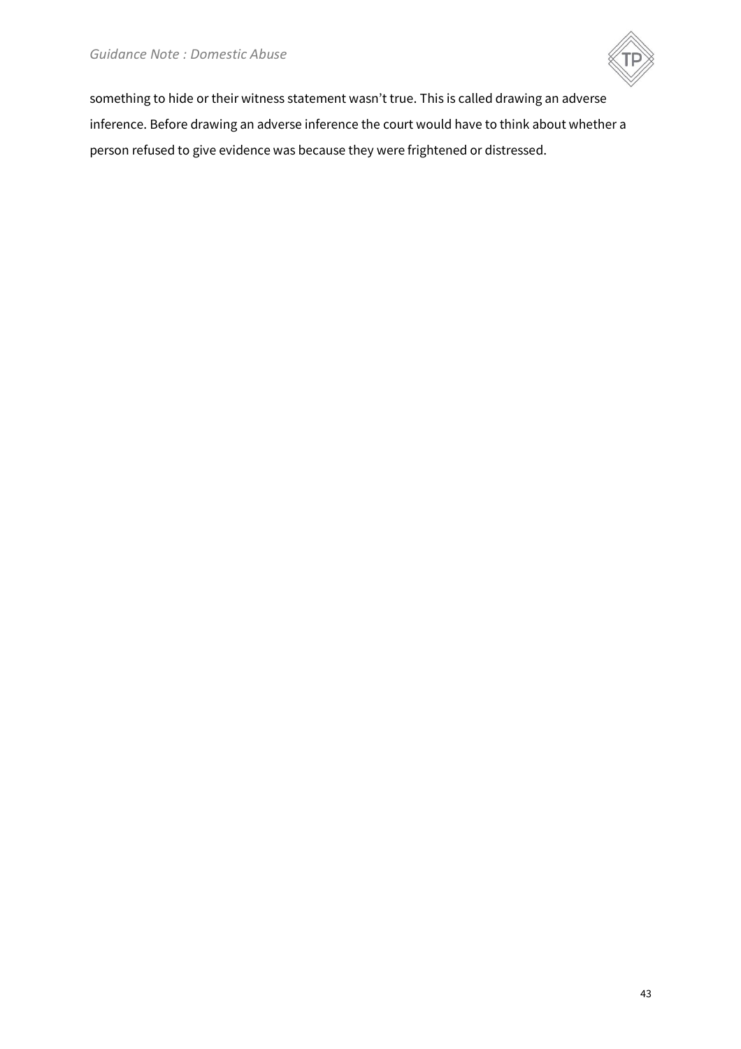something to hide or their witness statement wasn't true. This is called drawing an adverse inference. Before drawing an adverse inference the court would have to think about whether a person refused to give evidence was because they were frightened or distressed.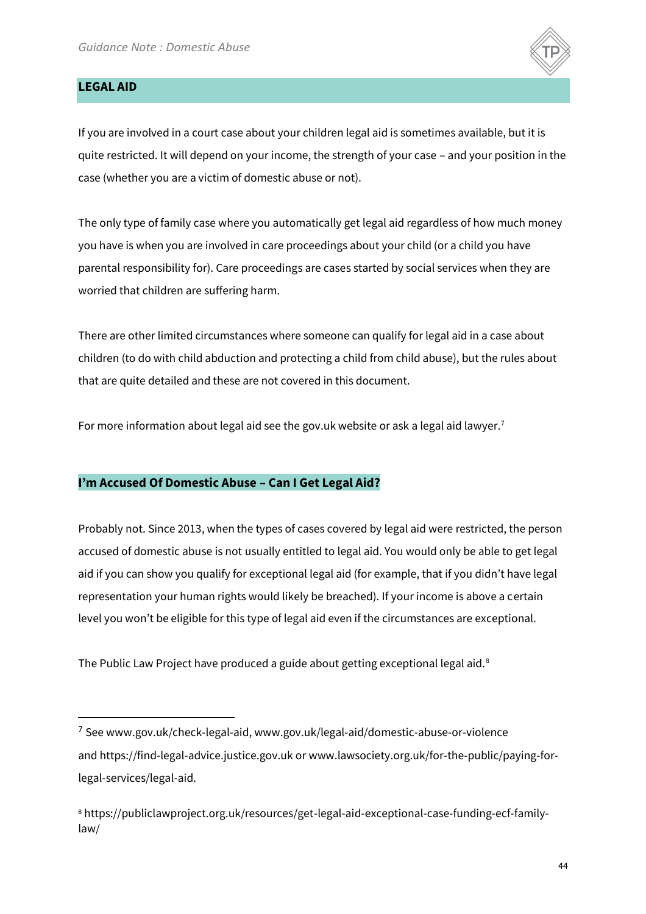## LEGAL AID

If you are involved in a court case about your children legal aid is sometimes available, but it is quite restricted. It will depend on your income, the strength of your case – and your position in the case (whether you are a victim of domestic abuse or not).

The only type of family case where you automatically get legal aid regardless of how much money you have is when you are involved in care proceedings about your child (or a child you have parental responsibility for). Care proceedings are cases started by social services when they are worried that children are suffering harm.

There are other limited circumstances where someone can qualify for legal aid in a case about children (to do with child abduction and protecting a child from child abuse), but the rules about that are quite detailed and these are not covered in this document.

For more information about legal aid see the gov.uk website or ask a legal aid lawyer.[7]

### I'm Accused Of Domestic Abuse – Can I Get Legal Aid?

Probably not. Since 2013, when the types of cases covered by legal aid were restricted, the person accused of domestic abuse is not usually entitled to legal aid. You would only be able to get legal aid if you can show you qualify for exceptional legal aid (for example, that if you didn't have legal representation your human rights would likely be breached). If your income is above a certain level you won't be eligible for this type of legal aid even if the circumstances are exceptional.

The Public Law Project have produced a guide about getting exceptional legal aid.[8]

---

[7] See www.gov.uk/check-legal-aid, www.gov.uk/legal-aid/domestic-abuse-or-violence and https://find-legal-advice.justice.gov.uk or www.lawsociety.org.uk/for-the-public/paying-for-legal-services/legal-aid.

[8] https://publiclawproject.org.uk/resources/get-legal-aid-exceptional-case-funding-ecf-family-law/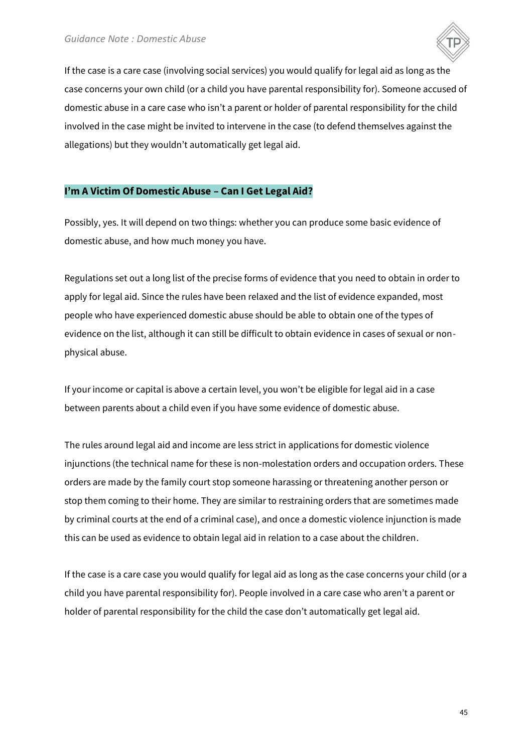If the case is a care case (involving social services) you would qualify for legal aid as long as the case concerns your own child (or a child you have parental responsibility for). Someone accused of domestic abuse in a care case who isn't a parent or holder of parental responsibility for the child involved in the case might be invited to intervene in the case (to defend themselves against the allegations) but they wouldn't automatically get legal aid.

## I'm A Victim Of Domestic Abuse – Can I Get Legal Aid?

Possibly, yes. It will depend on two things: whether you can produce some basic evidence of domestic abuse, and how much money you have.

Regulations set out a long list of the precise forms of evidence that you need to obtain in order to apply for legal aid. Since the rules have been relaxed and the list of evidence expanded, most people who have experienced domestic abuse should be able to obtain one of the types of evidence on the list, although it can still be difficult to obtain evidence in cases of sexual or non-physical abuse.

If your income or capital is above a certain level, you won't be eligible for legal aid in a case between parents about a child even if you have some evidence of domestic abuse.

The rules around legal aid and income are less strict in applications for domestic violence injunctions (the technical name for these is non-molestation orders and occupation orders. These orders are made by the family court stop someone harassing or threatening another person or stop them coming to their home. They are similar to restraining orders that are sometimes made by criminal courts at the end of a criminal case), and once a domestic violence injunction is made this can be used as evidence to obtain legal aid in relation to a case about the children.

If the case is a care case you would qualify for legal aid as long as the case concerns your child (or a child you have parental responsibility for). People involved in a care case who aren't a parent or holder of parental responsibility for the child the case don't automatically get legal aid.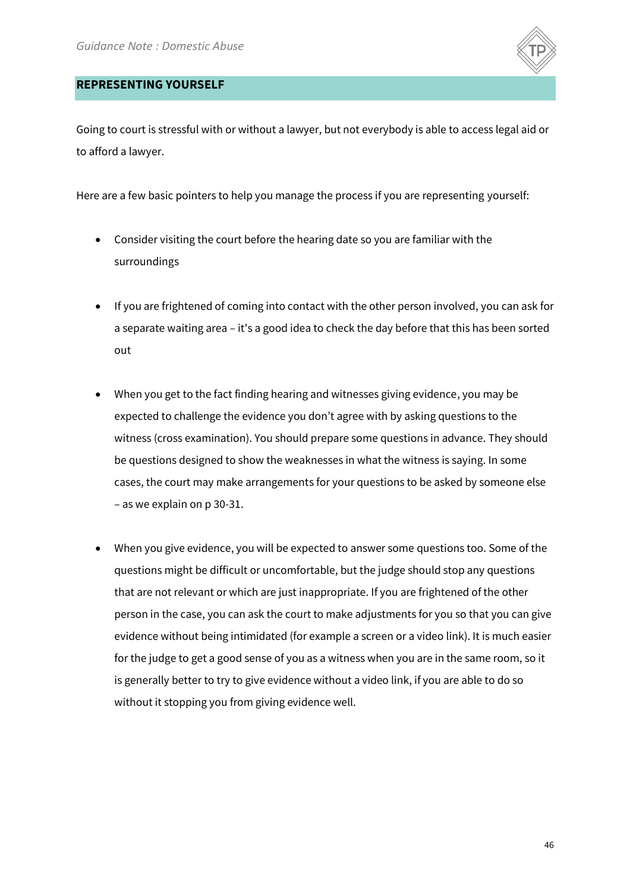## REPRESENTING YOURSELF

Going to court is stressful with or without a lawyer, but not everybody is able to access legal aid or to afford a lawyer.

Here are a few basic pointers to help you manage the process if you are representing yourself:

- Consider visiting the court before the hearing date so you are familiar with the surroundings

- If you are frightened of coming into contact with the other person involved, you can ask for a separate waiting area – it's a good idea to check the day before that this has been sorted out

- When you get to the fact finding hearing and witnesses giving evidence, you may be expected to challenge the evidence you don't agree with by asking questions to the witness (cross examination). You should prepare some questions in advance. They should be questions designed to show the weaknesses in what the witness is saying. In some cases, the court may make arrangements for your questions to be asked by someone else – as we explain on p 30-31.

- When you give evidence, you will be expected to answer some questions too. Some of the questions might be difficult or uncomfortable, but the judge should stop any questions that are not relevant or which are just inappropriate. If you are frightened of the other person in the case, you can ask the court to make adjustments for you so that you can give evidence without being intimidated (for example a screen or a video link). It is much easier for the judge to get a good sense of you as a witness when you are in the same room, so it is generally better to try to give evidence without a video link, if you are able to do so without it stopping you from giving evidence well.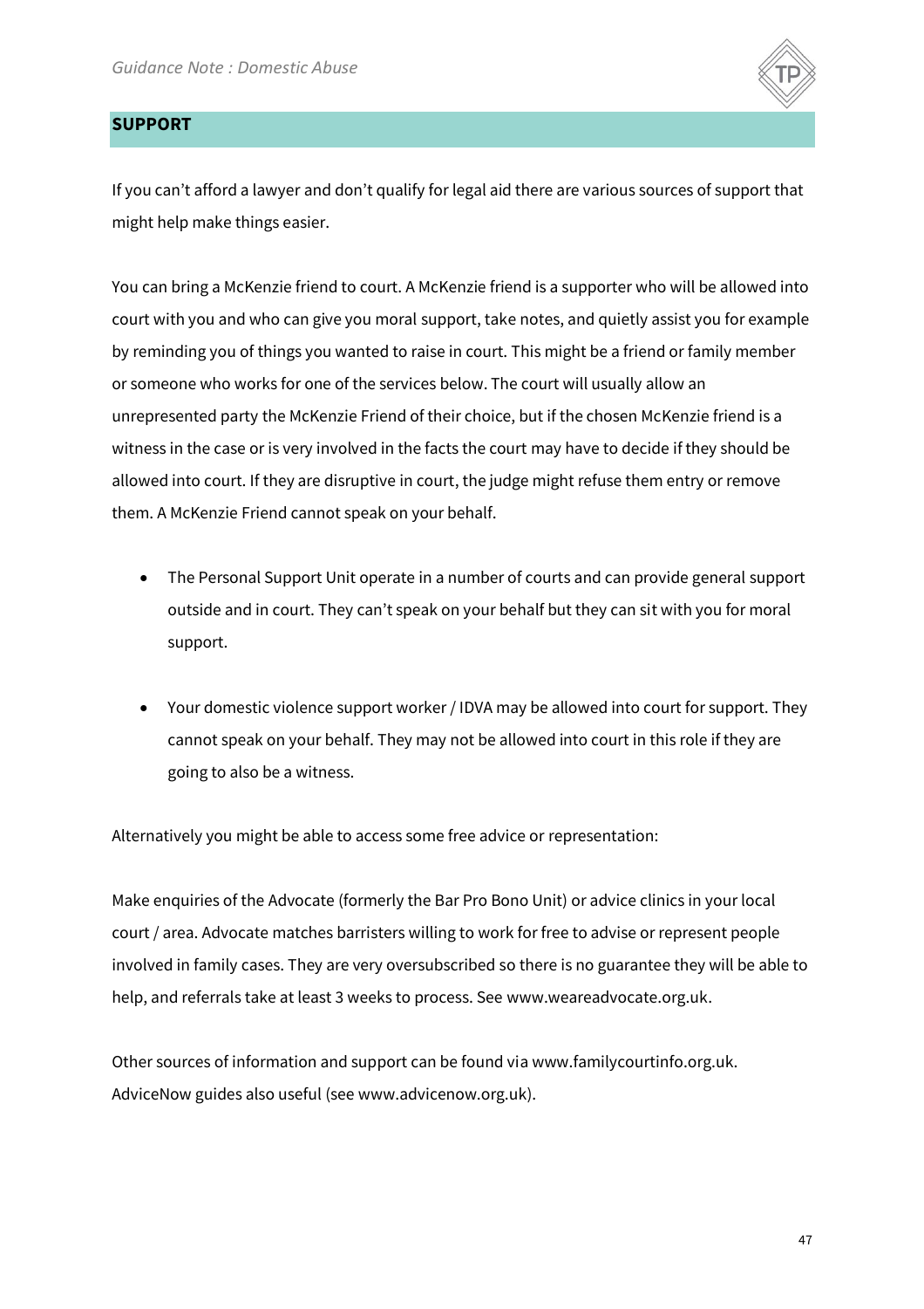## SUPPORT

If you can't afford a lawyer and don't qualify for legal aid there are various sources of support that might help make things easier.

You can bring a McKenzie friend to court. A McKenzie friend is a supporter who will be allowed into court with you and who can give you moral support, take notes, and quietly assist you for example by reminding you of things you wanted to raise in court. This might be a friend or family member or someone who works for one of the services below. The court will usually allow an unrepresented party the McKenzie Friend of their choice, but if the chosen McKenzie friend is a witness in the case or is very involved in the facts the court may have to decide if they should be allowed into court. If they are disruptive in court, the judge might refuse them entry or remove them. A McKenzie Friend cannot speak on your behalf.

- The Personal Support Unit operate in a number of courts and can provide general support outside and in court. They can't speak on your behalf but they can sit with you for moral support.

- Your domestic violence support worker / IDVA may be allowed into court for support. They cannot speak on your behalf. They may not be allowed into court in this role if they are going to also be a witness.

Alternatively you might be able to access some free advice or representation:

Make enquiries of the Advocate (formerly the Bar Pro Bono Unit) or advice clinics in your local court / area. Advocate matches barristers willing to work for free to advise or represent people involved in family cases. They are very oversubscribed so there is no guarantee they will be able to help, and referrals take at least 3 weeks to process. See www.weareadvocate.org.uk.

Other sources of information and support can be found via www.familycourtinfo.org.uk. AdviceNow guides also useful (see www.advicenow.org.uk).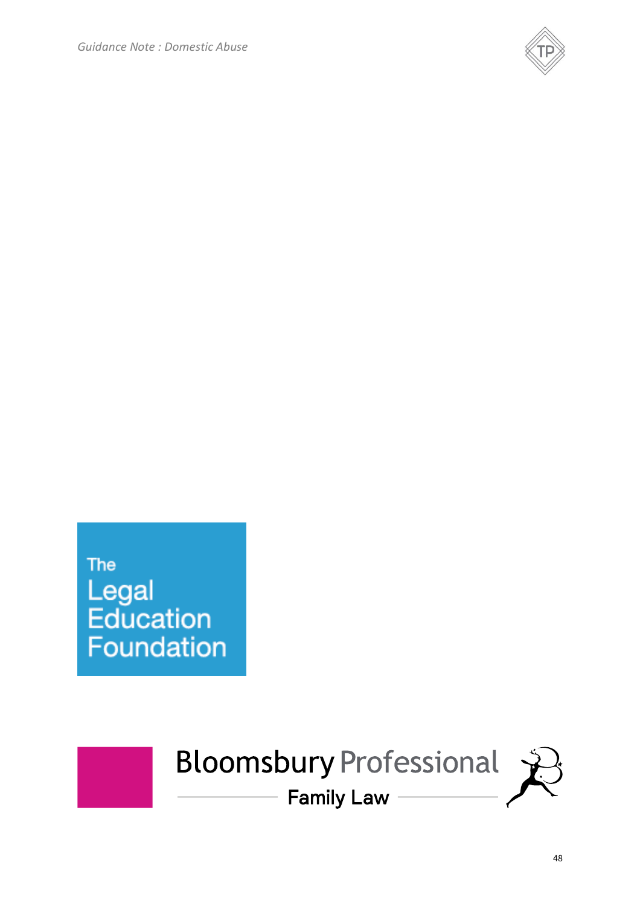The Legal Education Foundation

Bloomsbury Professional

Family Law